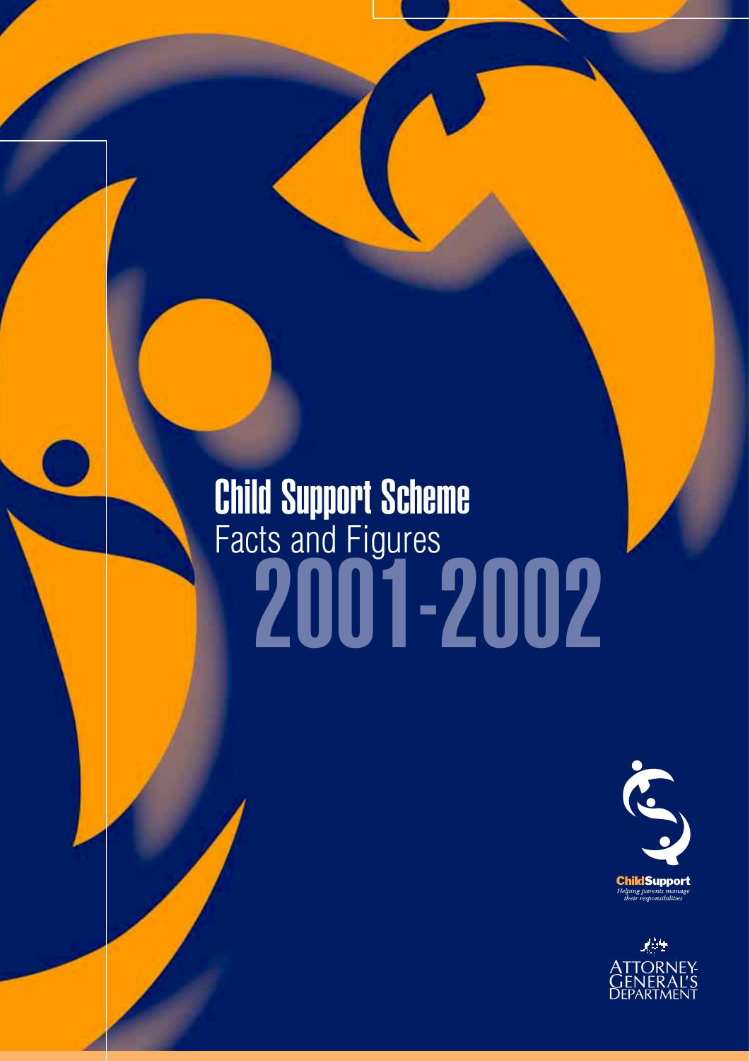# Child Support Scheme
## Facts and Figures
# 2001-2002

ChildSupport
*Helping parents manage their responsibilities*

ATTORNEY-GENERAL'S DEPARTMENT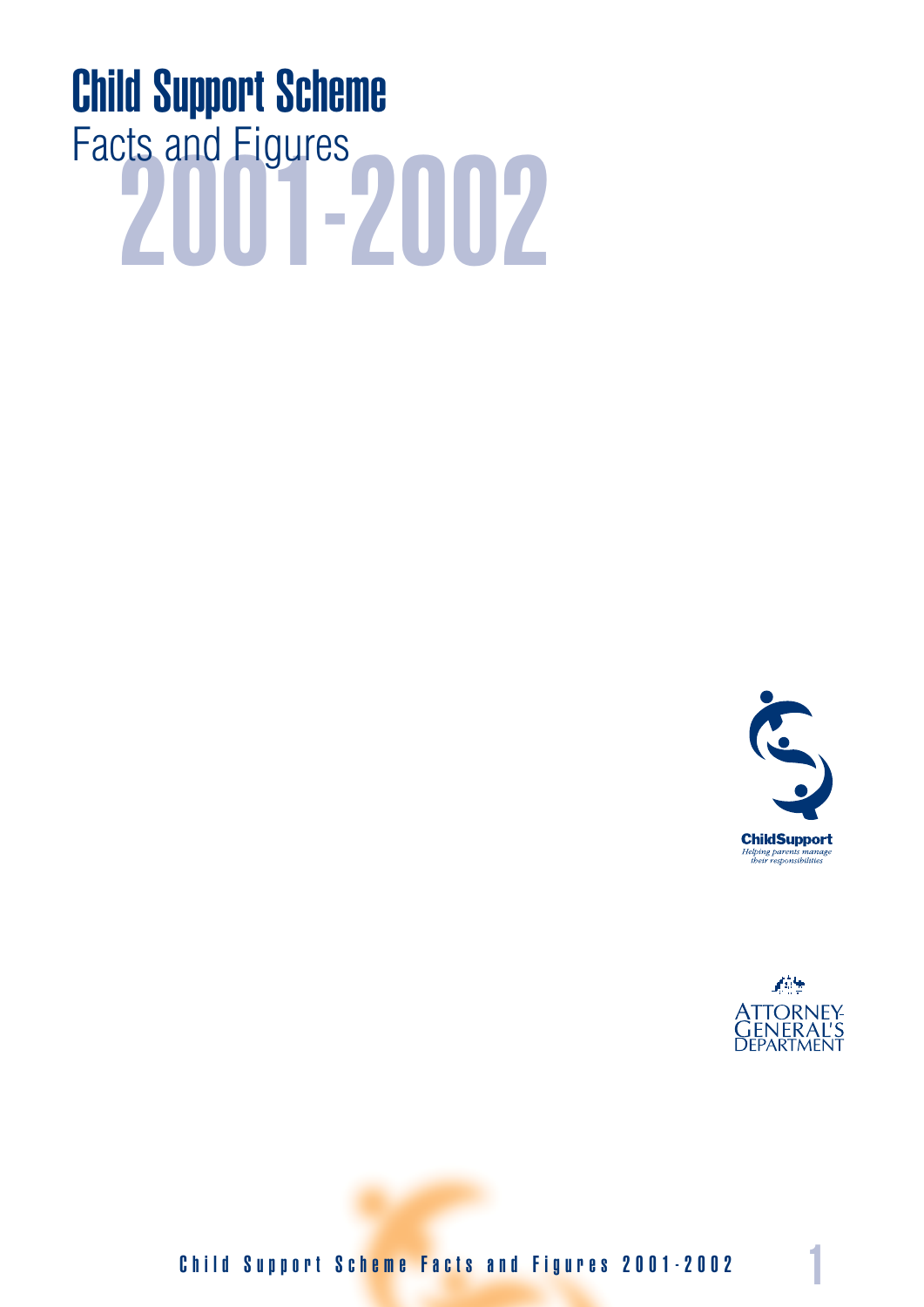# Child Support Scheme
## Facts and Figures 2001-2002

ChildSupport
*Helping parents manage their responsibilities*

ATTORNEY-GENERAL'S DEPARTMENT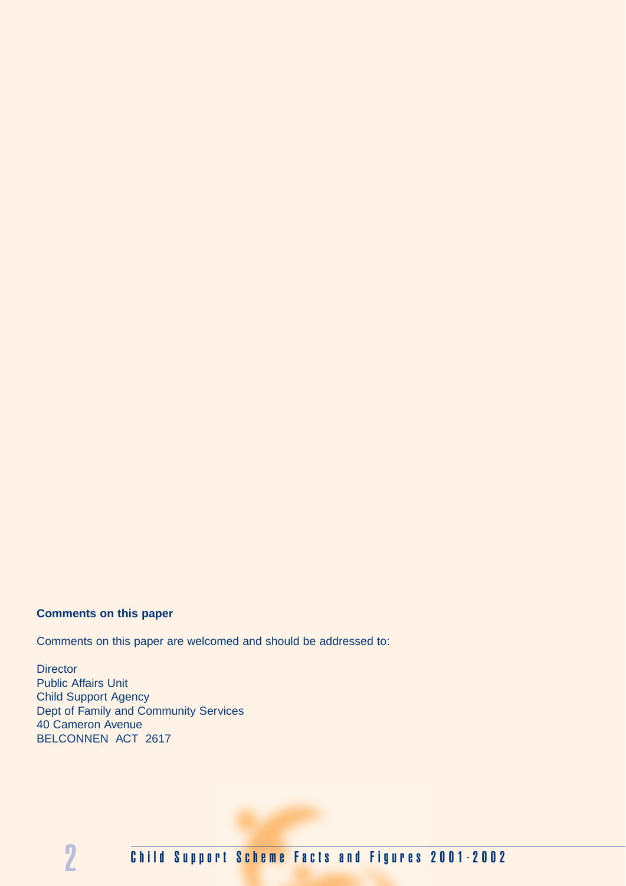**Comments on this paper**

Comments on this paper are welcomed and should be addressed to:

Director  
Public Affairs Unit  
Child Support Agency  
Dept of Family and Community Services  
40 Cameron Avenue  
BELCONNEN ACT 2617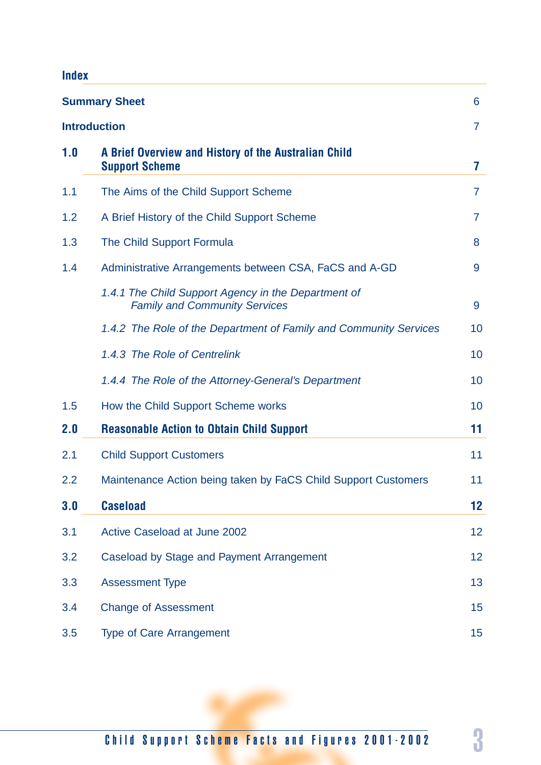## Index

| | | |
|---|---|---|
| **Summary Sheet** | | 6 |
| **Introduction** | | 7 |
| **1.0** | **A Brief Overview and History of the Australian Child Support Scheme** | **7** |
| 1.1 | The Aims of the Child Support Scheme | 7 |
| 1.2 | A Brief History of the Child Support Scheme | 7 |
| 1.3 | The Child Support Formula | 8 |
| 1.4 | Administrative Arrangements between CSA, FaCS and A-GD | 9 |
| | *1.4.1 The Child Support Agency in the Department of Family and Community Services* | 9 |
| | *1.4.2 The Role of the Department of Family and Community Services* | 10 |
| | *1.4.3 The Role of Centrelink* | 10 |
| | *1.4.4 The Role of the Attorney-General's Department* | 10 |
| 1.5 | How the Child Support Scheme works | 10 |
| **2.0** | **Reasonable Action to Obtain Child Support** | **11** |
| 2.1 | Child Support Customers | 11 |
| 2.2 | Maintenance Action being taken by FaCS Child Support Customers | 11 |
| **3.0** | **Caseload** | **12** |
| 3.1 | Active Caseload at June 2002 | 12 |
| 3.2 | Caseload by Stage and Payment Arrangement | 12 |
| 3.3 | Assessment Type | 13 |
| 3.4 | Change of Assessment | 15 |
| 3.5 | Type of Care Arrangement | 15 |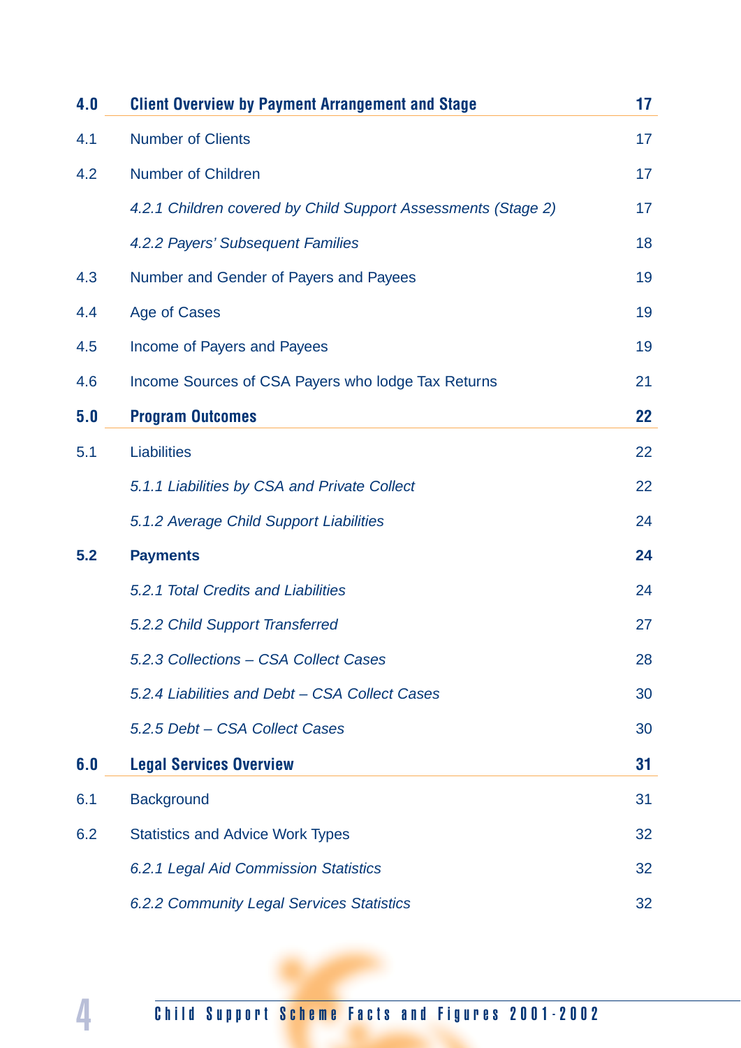| | | |
|---|---|---|
| **4.0** | **Client Overview by Payment Arrangement and Stage** | **17** |
| 4.1 | Number of Clients | 17 |
| 4.2 | Number of Children | 17 |
| | *4.2.1 Children covered by Child Support Assessments (Stage 2)* | 17 |
| | *4.2.2 Payers' Subsequent Families* | 18 |
| 4.3 | Number and Gender of Payers and Payees | 19 |
| 4.4 | Age of Cases | 19 |
| 4.5 | Income of Payers and Payees | 19 |
| 4.6 | Income Sources of CSA Payers who lodge Tax Returns | 21 |
| **5.0** | **Program Outcomes** | **22** |
| 5.1 | Liabilities | 22 |
| | *5.1.1 Liabilities by CSA and Private Collect* | 22 |
| | *5.1.2 Average Child Support Liabilities* | 24 |
| **5.2** | **Payments** | **24** |
| | *5.2.1 Total Credits and Liabilities* | 24 |
| | *5.2.2 Child Support Transferred* | 27 |
| | *5.2.3 Collections – CSA Collect Cases* | 28 |
| | *5.2.4 Liabilities and Debt – CSA Collect Cases* | 30 |
| | *5.2.5 Debt – CSA Collect Cases* | 30 |
| **6.0** | **Legal Services Overview** | **31** |
| 6.1 | Background | 31 |
| 6.2 | Statistics and Advice Work Types | 32 |
| | *6.2.1 Legal Aid Commission Statistics* | 32 |
| | *6.2.2 Community Legal Services Statistics* | 32 |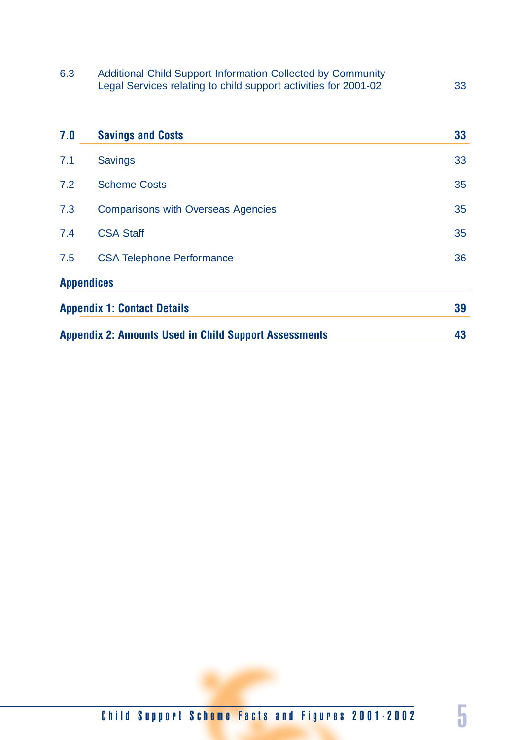| | | |
|---|---|---|
| 6.3 | Additional Child Support Information Collected by Community Legal Services relating to child support activities for 2001-02 | 33 |
| **7.0** | **Savings and Costs** | **33** |
| 7.1 | Savings | 33 |
| 7.2 | Scheme Costs | 35 |
| 7.3 | Comparisons with Overseas Agencies | 35 |
| 7.4 | CSA Staff | 35 |
| 7.5 | CSA Telephone Performance | 36 |
| **Appendices** | | |
| **Appendix 1: Contact Details** | | **39** |
| **Appendix 2: Amounts Used in Child Support Assessments** | | **43** |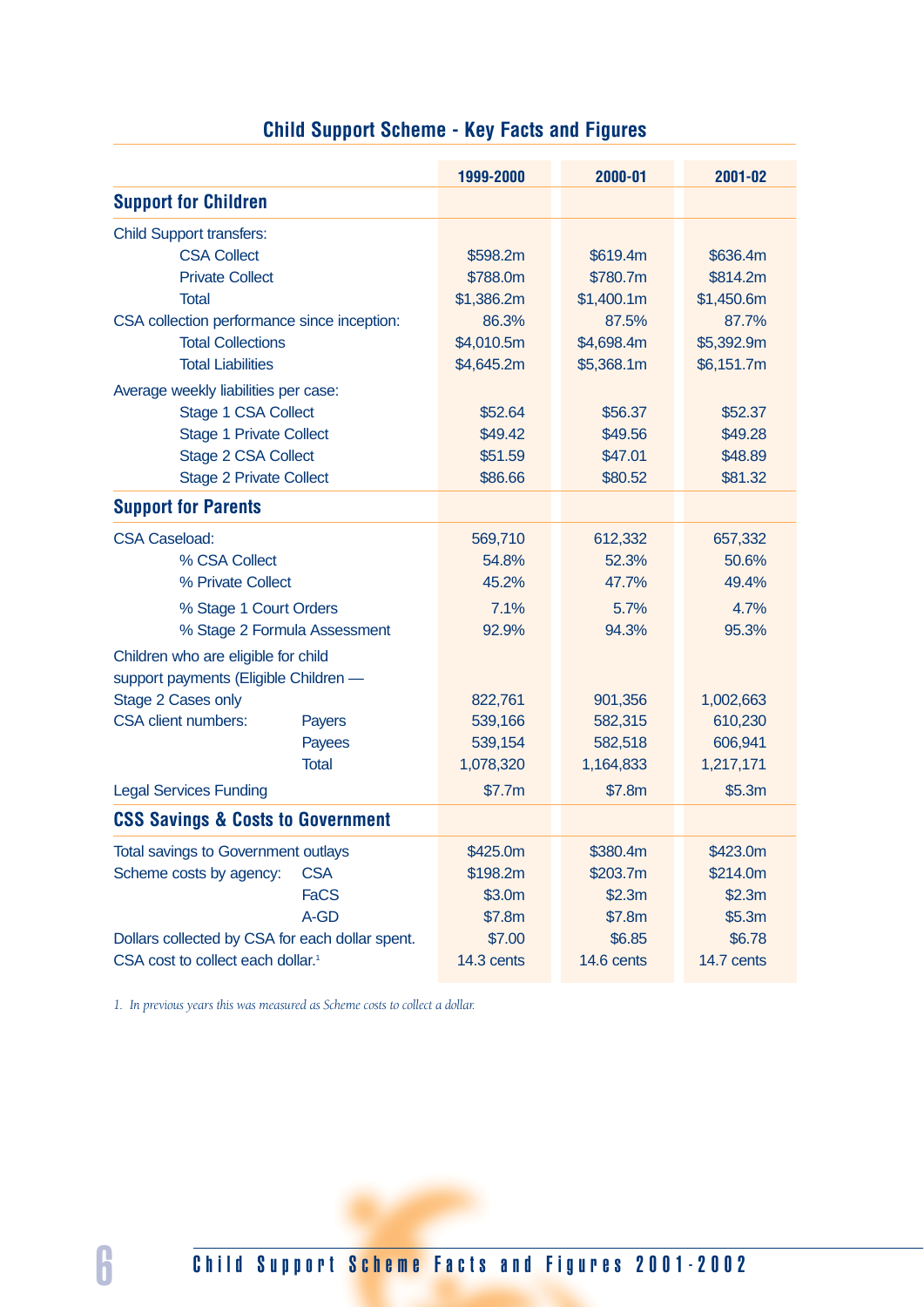## Child Support Scheme - Key Facts and Figures

| | | 1999-2000 | 2000-01 | 2001-02 |
|---|---|---|---|---|
| **Support for Children** | | | | |
| Child Support transfers: | | | | |
| CSA Collect | | $598.2m | $619.4m | $636.4m |
| Private Collect | | $788.0m | $780.7m | $814.2m |
| Total | | $1,386.2m | $1,400.1m | $1,450.6m |
| CSA collection performance since inception: | | 86.3% | 87.5% | 87.7% |
| Total Collections | | $4,010.5m | $4,698.4m | $5,392.9m |
| Total Liabilities | | $4,645.2m | $5,368.1m | $6,151.7m |
| Average weekly liabilities per case: | | | | |
| Stage 1 CSA Collect | | $52.64 | $56.37 | $52.37 |
| Stage 1 Private Collect | | $49.42 | $49.56 | $49.28 |
| Stage 2 CSA Collect | | $51.59 | $47.01 | $48.89 |
| Stage 2 Private Collect | | $86.66 | $80.52 | $81.32 |
| **Support for Parents** | | | | |
| CSA Caseload: | | 569,710 | 612,332 | 657,332 |
| % CSA Collect | | 54.8% | 52.3% | 50.6% |
| % Private Collect | | 45.2% | 47.7% | 49.4% |
| % Stage 1 Court Orders | | 7.1% | 5.7% | 4.7% |
| % Stage 2 Formula Assessment | | 92.9% | 94.3% | 95.3% |
| Children who are eligible for child support payments (Eligible Children — Stage 2 Cases only | | 822,761 | 901,356 | 1,002,663 |
| CSA client numbers: | Payers | 539,166 | 582,315 | 610,230 |
| | Payees | 539,154 | 582,518 | 606,941 |
| | Total | 1,078,320 | 1,164,833 | 1,217,171 |
| Legal Services Funding | | $7.7m | $7.8m | $5.3m |
| **CSS Savings & Costs to Government** | | | | |
| Total savings to Government outlays | | $425.0m | $380.4m | $423.0m |
| Scheme costs by agency: | CSA | $198.2m | $203.7m | $214.0m |
| | FaCS | $3.0m | $2.3m | $2.3m |
| | A-GD | $7.8m | $7.8m | $5.3m |
| Dollars collected by CSA for each dollar spent. | | $7.00 | $6.85 | $6.78 |
| CSA cost to collect each dollar.[1] | | 14.3 cents | 14.6 cents | 14.7 cents |

*1. In previous years this was measured as Scheme costs to collect a dollar.*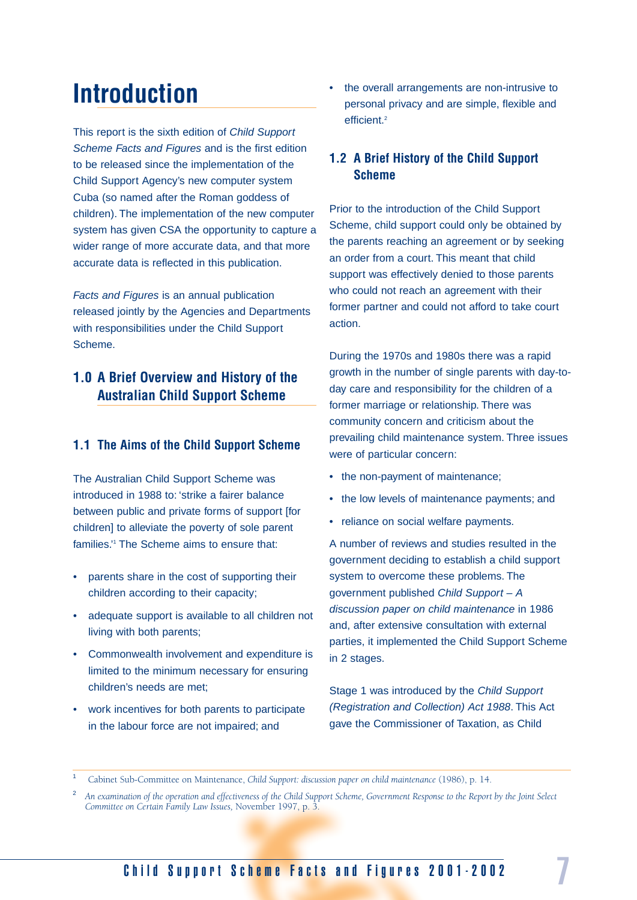# Introduction

This report is the sixth edition of *Child Support Scheme Facts and Figures* and is the first edition to be released since the implementation of the Child Support Agency's new computer system Cuba (so named after the Roman goddess of children). The implementation of the new computer system has given CSA the opportunity to capture a wider range of more accurate data, and that more accurate data is reflected in this publication.

*Facts and Figures* is an annual publication released jointly by the Agencies and Departments with responsibilities under the Child Support Scheme.

## 1.0 A Brief Overview and History of the Australian Child Support Scheme

### 1.1 The Aims of the Child Support Scheme

The Australian Child Support Scheme was introduced in 1988 to: 'strike a fairer balance between public and private forms of support [for children] to alleviate the poverty of sole parent families.'[1] The Scheme aims to ensure that:

- parents share in the cost of supporting their children according to their capacity;
- adequate support is available to all children not living with both parents;
- Commonwealth involvement and expenditure is limited to the minimum necessary for ensuring children's needs are met;
- work incentives for both parents to participate in the labour force are not impaired; and
- the overall arrangements are non-intrusive to personal privacy and are simple, flexible and efficient.[2]

### 1.2 A Brief History of the Child Support Scheme

Prior to the introduction of the Child Support Scheme, child support could only be obtained by the parents reaching an agreement or by seeking an order from a court. This meant that child support was effectively denied to those parents who could not reach an agreement with their former partner and could not afford to take court action.

During the 1970s and 1980s there was a rapid growth in the number of single parents with day-to-day care and responsibility for the children of a former marriage or relationship. There was community concern and criticism about the prevailing child maintenance system. Three issues were of particular concern:

- the non-payment of maintenance;
- the low levels of maintenance payments; and
- reliance on social welfare payments.

A number of reviews and studies resulted in the government deciding to establish a child support system to overcome these problems. The government published *Child Support – A discussion paper on child maintenance* in 1986 and, after extensive consultation with external parties, it implemented the Child Support Scheme in 2 stages.

Stage 1 was introduced by the *Child Support (Registration and Collection) Act 1988*. This Act gave the Commissioner of Taxation, as Child

---

[1] Cabinet Sub-Committee on Maintenance, *Child Support: discussion paper on child maintenance* (1986), p. 14.

[2] *An examination of the operation and effectiveness of the Child Support Scheme, Government Response to the Report by the Joint Select Committee on Certain Family Law Issues*, November 1997, p. 3.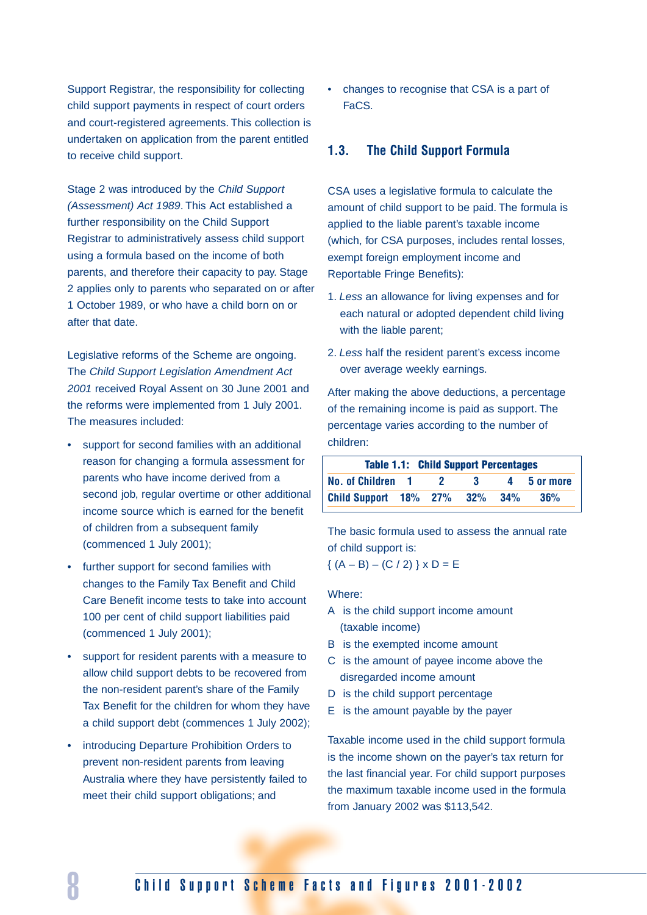Support Registrar, the responsibility for collecting child support payments in respect of court orders and court-registered agreements. This collection is undertaken on application from the parent entitled to receive child support.

Stage 2 was introduced by the *Child Support (Assessment) Act 1989*. This Act established a further responsibility on the Child Support Registrar to administratively assess child support using a formula based on the income of both parents, and therefore their capacity to pay. Stage 2 applies only to parents who separated on or after 1 October 1989, or who have a child born on or after that date.

Legislative reforms of the Scheme are ongoing. The *Child Support Legislation Amendment Act 2001* received Royal Assent on 30 June 2001 and the reforms were implemented from 1 July 2001. The measures included:

- support for second families with an additional reason for changing a formula assessment for parents who have income derived from a second job, regular overtime or other additional income source which is earned for the benefit of children from a subsequent family (commenced 1 July 2001);
- further support for second families with changes to the Family Tax Benefit and Child Care Benefit income tests to take into account 100 per cent of child support liabilities paid (commenced 1 July 2001);
- support for resident parents with a measure to allow child support debts to be recovered from the non-resident parent's share of the Family Tax Benefit for the children for whom they have a child support debt (commences 1 July 2002);
- introducing Departure Prohibition Orders to prevent non-resident parents from leaving Australia where they have persistently failed to meet their child support obligations; and
- changes to recognise that CSA is a part of FaCS.

## 1.3. The Child Support Formula

CSA uses a legislative formula to calculate the amount of child support to be paid. The formula is applied to the liable parent's taxable income (which, for CSA purposes, includes rental losses, exempt foreign employment income and Reportable Fringe Benefits):

1. *Less* an allowance for living expenses and for each natural or adopted dependent child living with the liable parent;
2. *Less* half the resident parent's excess income over average weekly earnings.

After making the above deductions, a percentage of the remaining income is paid as support. The percentage varies according to the number of children:

**Table 1.1: Child Support Percentages**

| No. of Children | 1 | 2 | 3 | 4 | 5 or more |
|---|---|---|---|---|---|
| Child Support | 18% | 27% | 32% | 34% | 36% |

The basic formula used to assess the annual rate of child support is:

$\{ (A - B) - (C / 2) \} \times D = E$

Where:

A is the child support income amount (taxable income)

B is the exempted income amount

C is the amount of payee income above the disregarded income amount

D is the child support percentage

E is the amount payable by the payer

Taxable income used in the child support formula is the income shown on the payer's tax return for the last financial year. For child support purposes the maximum taxable income used in the formula from January 2002 was $113,542.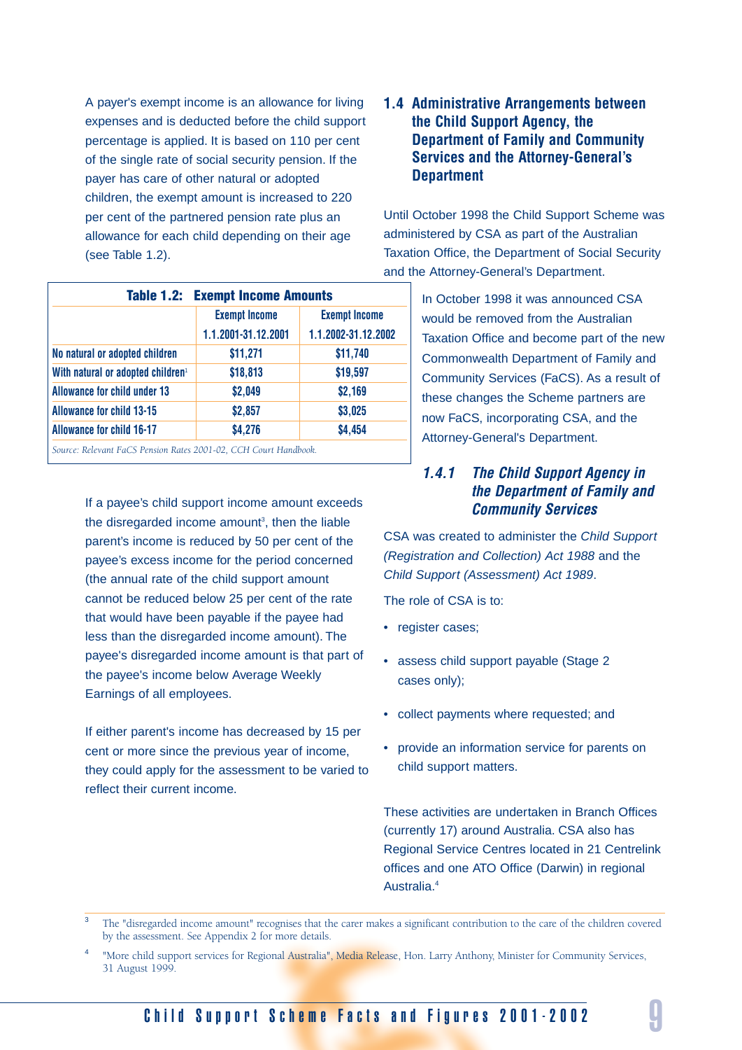A payer's exempt income is an allowance for living expenses and is deducted before the child support percentage is applied. It is based on 110 per cent of the single rate of social security pension. If the payer has care of other natural or adopted children, the exempt amount is increased to 220 per cent of the partnered pension rate plus an allowance for each child depending on their age (see Table 1.2).

**Table 1.2: Exempt Income Amounts**

| | Exempt Income 1.1.2001-31.12.2001 | Exempt Income 1.1.2002-31.12.2002 |
|---|---|---|
| No natural or adopted children | $11,271 | $11,740 |
| With natural or adopted children[1] | $18,813 | $19,597 |
| Allowance for child under 13 | $2,049 | $2,169 |
| Allowance for child 13-15 | $2,857 | $3,025 |
| Allowance for child 16-17 | $4,276 | $4,454 |

*Source: Relevant FaCS Pension Rates 2001-02, CCH Court Handbook.*

If a payee's child support income amount exceeds the disregarded income amount[3], then the liable parent's income is reduced by 50 per cent of the payee's excess income for the period concerned (the annual rate of the child support amount cannot be reduced below 25 per cent of the rate that would have been payable if the payee had less than the disregarded income amount). The payee's disregarded income amount is that part of the payee's income below Average Weekly Earnings of all employees.

If either parent's income has decreased by 15 per cent or more since the previous year of income, they could apply for the assessment to be varied to reflect their current income.

## 1.4 Administrative Arrangements between the Child Support Agency, the Department of Family and Community Services and the Attorney-General's Department

Until October 1998 the Child Support Scheme was administered by CSA as part of the Australian Taxation Office, the Department of Social Security and the Attorney-General's Department.

In October 1998 it was announced CSA would be removed from the Australian Taxation Office and become part of the new Commonwealth Department of Family and Community Services (FaCS). As a result of these changes the Scheme partners are now FaCS, incorporating CSA, and the Attorney-General's Department.

### *1.4.1 The Child Support Agency in the Department of Family and Community Services*

CSA was created to administer the *Child Support (Registration and Collection) Act 1988* and the *Child Support (Assessment) Act 1989*.

The role of CSA is to:

- register cases;
- assess child support payable (Stage 2 cases only);
- collect payments where requested; and
- provide an information service for parents on child support matters.

These activities are undertaken in Branch Offices (currently 17) around Australia. CSA also has Regional Service Centres located in 21 Centrelink offices and one ATO Office (Darwin) in regional Australia.[4]

---

[3] The "disregarded income amount" recognises that the carer makes a significant contribution to the care of the children covered by the assessment. See Appendix 2 for more details.

[4] "More child support services for Regional Australia", Media Release, Hon. Larry Anthony, Minister for Community Services, 31 August 1999.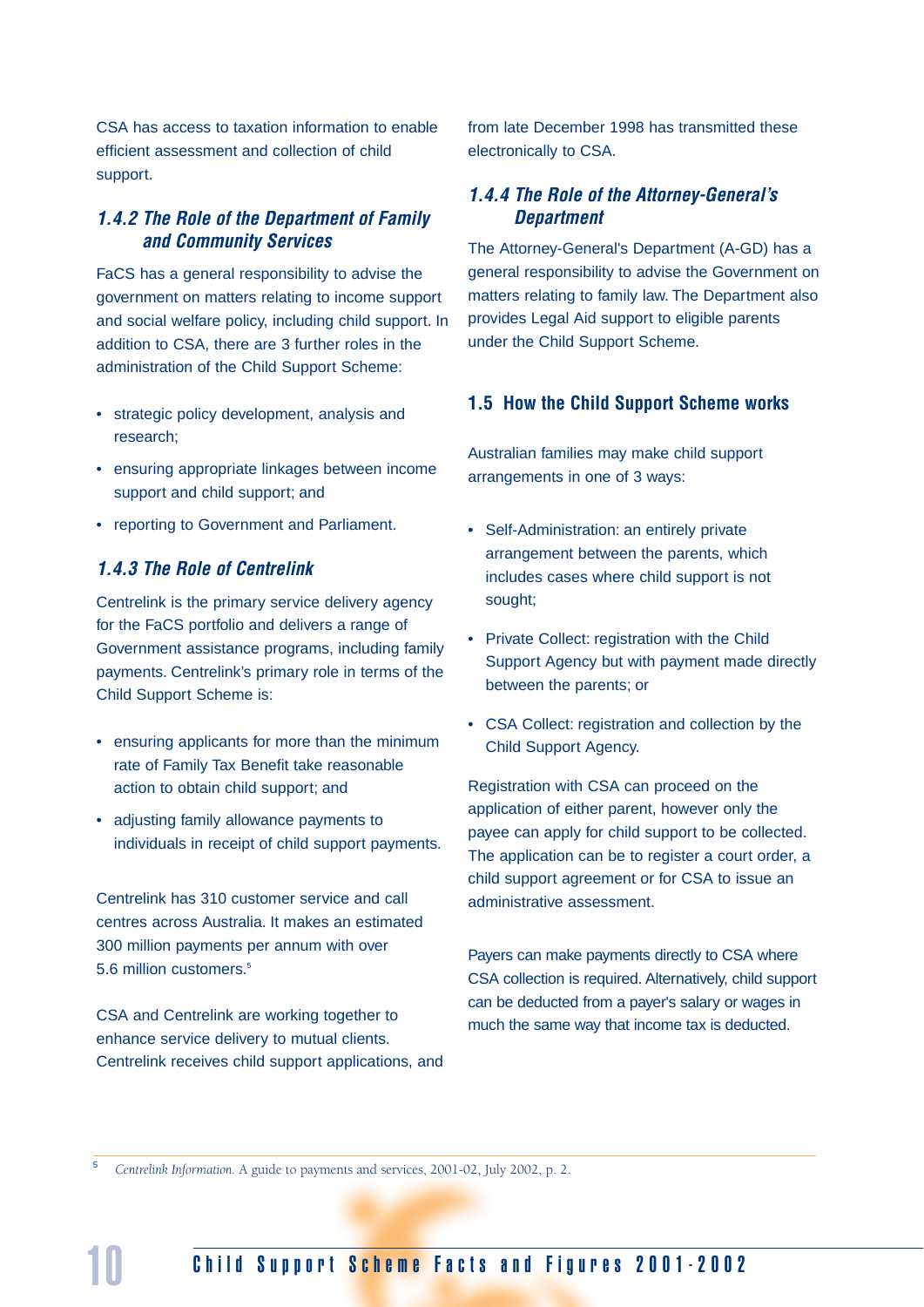CSA has access to taxation information to enable efficient assessment and collection of child support.

### *1.4.2 The Role of the Department of Family and Community Services*

FaCS has a general responsibility to advise the government on matters relating to income support and social welfare policy, including child support. In addition to CSA, there are 3 further roles in the administration of the Child Support Scheme:

- strategic policy development, analysis and research;
- ensuring appropriate linkages between income support and child support; and
- reporting to Government and Parliament.

### *1.4.3 The Role of Centrelink*

Centrelink is the primary service delivery agency for the FaCS portfolio and delivers a range of Government assistance programs, including family payments. Centrelink's primary role in terms of the Child Support Scheme is:

- ensuring applicants for more than the minimum rate of Family Tax Benefit take reasonable action to obtain child support; and
- adjusting family allowance payments to individuals in receipt of child support payments.

Centrelink has 310 customer service and call centres across Australia. It makes an estimated 300 million payments per annum with over 5.6 million customers.[5]

CSA and Centrelink are working together to enhance service delivery to mutual clients. Centrelink receives child support applications, and from late December 1998 has transmitted these electronically to CSA.

### *1.4.4 The Role of the Attorney-General's Department*

The Attorney-General's Department (A-GD) has a general responsibility to advise the Government on matters relating to family law. The Department also provides Legal Aid support to eligible parents under the Child Support Scheme.

## 1.5 How the Child Support Scheme works

Australian families may make child support arrangements in one of 3 ways:

- Self-Administration: an entirely private arrangement between the parents, which includes cases where child support is not sought;
- Private Collect: registration with the Child Support Agency but with payment made directly between the parents; or
- CSA Collect: registration and collection by the Child Support Agency.

Registration with CSA can proceed on the application of either parent, however only the payee can apply for child support to be collected. The application can be to register a court order, a child support agreement or for CSA to issue an administrative assessment.

Payers can make payments directly to CSA where CSA collection is required. Alternatively, child support can be deducted from a payer's salary or wages in much the same way that income tax is deducted.

---

[5] *Centrelink Information.* A guide to payments and services, 2001-02, July 2002, p. 2.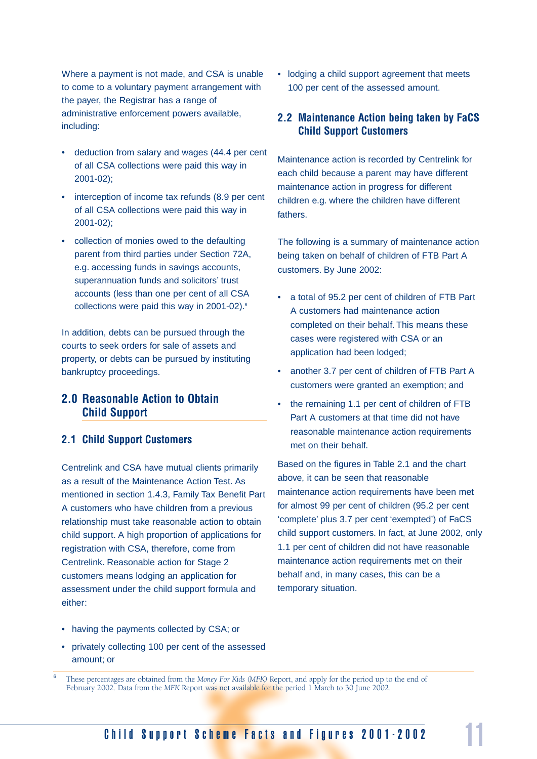Where a payment is not made, and CSA is unable to come to a voluntary payment arrangement with the payer, the Registrar has a range of administrative enforcement powers available, including:

- deduction from salary and wages (44.4 per cent of all CSA collections were paid this way in 2001-02);
- interception of income tax refunds (8.9 per cent of all CSA collections were paid this way in 2001-02);
- collection of monies owed to the defaulting parent from third parties under Section 72A, e.g. accessing funds in savings accounts, superannuation funds and solicitors' trust accounts (less than one per cent of all CSA collections were paid this way in 2001-02).[6]

In addition, debts can be pursued through the courts to seek orders for sale of assets and property, or debts can be pursued by instituting bankruptcy proceedings.

## 2.0 Reasonable Action to Obtain Child Support

### 2.1 Child Support Customers

Centrelink and CSA have mutual clients primarily as a result of the Maintenance Action Test. As mentioned in section 1.4.3, Family Tax Benefit Part A customers who have children from a previous relationship must take reasonable action to obtain child support. A high proportion of applications for registration with CSA, therefore, come from Centrelink. Reasonable action for Stage 2 customers means lodging an application for assessment under the child support formula and either:

- having the payments collected by CSA; or
- privately collecting 100 per cent of the assessed amount; or
- lodging a child support agreement that meets 100 per cent of the assessed amount.

### 2.2 Maintenance Action being taken by FaCS Child Support Customers

Maintenance action is recorded by Centrelink for each child because a parent may have different maintenance action in progress for different children e.g. where the children have different fathers.

The following is a summary of maintenance action being taken on behalf of children of FTB Part A customers. By June 2002:

- a total of 95.2 per cent of children of FTB Part A customers had maintenance action completed on their behalf. This means these cases were registered with CSA or an application had been lodged;
- another 3.7 per cent of children of FTB Part A customers were granted an exemption; and
- the remaining 1.1 per cent of children of FTB Part A customers at that time did not have reasonable maintenance action requirements met on their behalf.

Based on the figures in Table 2.1 and the chart above, it can be seen that reasonable maintenance action requirements have been met for almost 99 per cent of children (95.2 per cent 'complete' plus 3.7 per cent 'exempted') of FaCS child support customers. In fact, at June 2002, only 1.1 per cent of children did not have reasonable maintenance action requirements met on their behalf and, in many cases, this can be a temporary situation.

[6] These percentages are obtained from the *Money For Kids (MFK)* Report, and apply for the period up to the end of February 2002. Data from the *MFK* Report was not available for the period 1 March to 30 June 2002.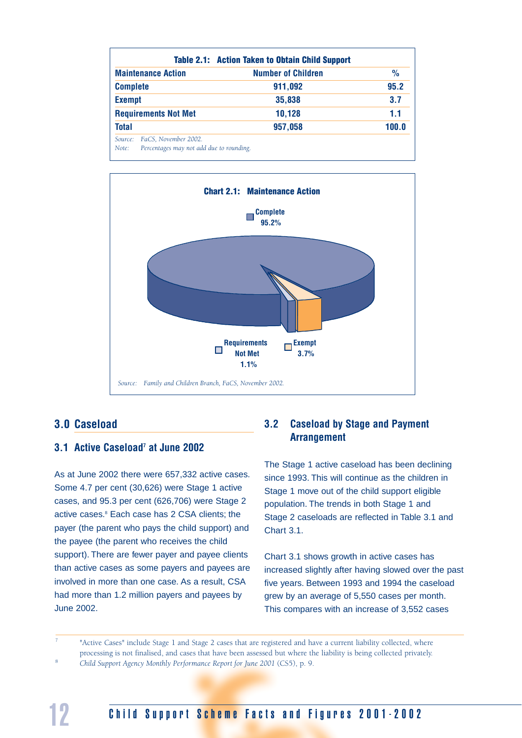**Table 2.1: Action Taken to Obtain Child Support**

| Maintenance Action | Number of Children | % |
|---|---|---|
| Complete | 911,092 | 95.2 |
| Exempt | 35,838 | 3.7 |
| Requirements Not Met | 10,128 | 1.1 |
| Total | 957,058 | 100.0 |

*Source:* *FaCS, November 2002.*
*Note:* *Percentages may not add due to rounding.*

**Chart 2.1: Maintenance Action**

Complete 95.2%

Requirements Not Met 1.1%

Exempt 3.7%

*Source:* *Family and Children Branch, FaCS, November 2002.*

## 3.0 Caseload

### 3.1 Active Caseload[7] at June 2002

As at June 2002 there were 657,332 active cases. Some 4.7 per cent (30,626) were Stage 1 active cases, and 95.3 per cent (626,706) were Stage 2 active cases.[8] Each case has 2 CSA clients; the payer (the parent who pays the child support) and the payee (the parent who receives the child support). There are fewer payer and payee clients than active cases as some payers and payees are involved in more than one case. As a result, CSA had more than 1.2 million payers and payees by June 2002.

### 3.2 Caseload by Stage and Payment Arrangement

The Stage 1 active caseload has been declining since 1993. This will continue as the children in Stage 1 move out of the child support eligible population. The trends in both Stage 1 and Stage 2 caseloads are reflected in Table 3.1 and Chart 3.1.

Chart 3.1 shows growth in active cases has increased slightly after having slowed over the past five years. Between 1993 and 1994 the caseload grew by an average of 5,550 cases per month. This compares with an increase of 3,552 cases

---

[7] "Active Cases" include Stage 1 and Stage 2 cases that are registered and have a current liability collected, where processing is not finalised, and cases that have been assessed but where the liability is being collected privately.

[8] *Child Support Agency Monthly Performance Report for June 2001* (CS5), p. 9.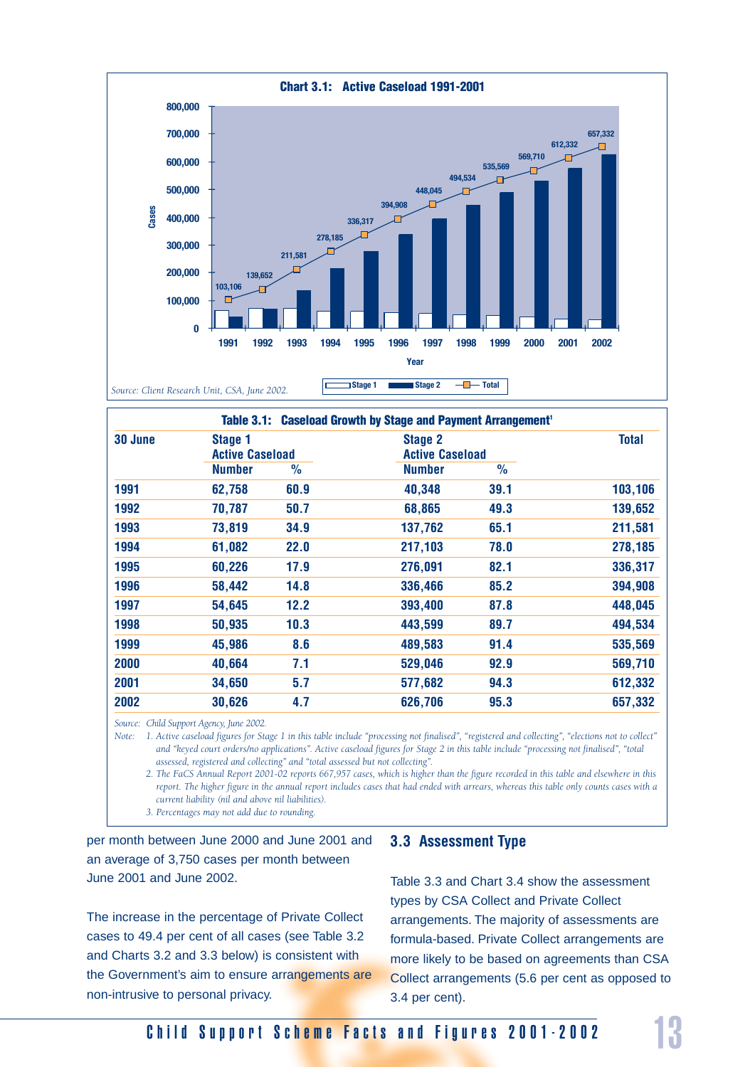**Chart 3.1: Active Caseload 1991-2001**

| Year | Total |
|---|---|
| 1991 | 103,106 |
| 1992 | 139,652 |
| 1993 | 211,581 |
| 1994 | 278,185 |
| 1995 | 336,317 |
| 1996 | 394,908 |
| 1997 | 448,045 |
| 1998 | 494,534 |
| 1999 | 535,569 |
| 2000 | 569,710 |
| 2001 | 612,332 |
| 2002 | 657,332 |

Legend: Stage 1, Stage 2, Total

*Source: Client Research Unit, CSA, June 2002.*

**Table 3.1: Caseload Growth by Stage and Payment Arrangement[1]**

| 30 June | Stage 1 Active Caseload | | Stage 2 Active Caseload | | Total |
|---|---|---|---|---|---|
| | Number | % | Number | % | |
| 1991 | 62,758 | 60.9 | 40,348 | 39.1 | 103,106 |
| 1992 | 70,787 | 50.7 | 68,865 | 49.3 | 139,652 |
| 1993 | 73,819 | 34.9 | 137,762 | 65.1 | 211,581 |
| 1994 | 61,082 | 22.0 | 217,103 | 78.0 | 278,185 |
| 1995 | 60,226 | 17.9 | 276,091 | 82.1 | 336,317 |
| 1996 | 58,442 | 14.8 | 336,466 | 85.2 | 394,908 |
| 1997 | 54,645 | 12.2 | 393,400 | 87.8 | 448,045 |
| 1998 | 50,935 | 10.3 | 443,599 | 89.7 | 494,534 |
| 1999 | 45,986 | 8.6 | 489,583 | 91.4 | 535,569 |
| 2000 | 40,664 | 7.1 | 529,046 | 92.9 | 569,710 |
| 2001 | 34,650 | 5.7 | 577,682 | 94.3 | 612,332 |
| 2002 | 30,626 | 4.7 | 626,706 | 95.3 | 657,332 |

*Source: Child Support Agency, June 2002.*

*Note:*
1. *Active caseload figures for Stage 1 in this table include "processing not finalised", "registered and collecting", "elections not to collect" and "keyed court orders/no applications". Active caseload figures for Stage 2 in this table include "processing not finalised", "total assessed, registered and collecting" and "total assessed but not collecting".*
2. *The FaCS Annual Report 2001-02 reports 667,957 cases, which is higher than the figure recorded in this table and elsewhere in this report. The higher figure in the annual report includes cases that had ended with arrears, whereas this table only counts cases with a current liability (nil and above nil liabilities).*
3. *Percentages may not add due to rounding.*

per month between June 2000 and June 2001 and an average of 3,750 cases per month between June 2001 and June 2002.

The increase in the percentage of Private Collect cases to 49.4 per cent of all cases (see Table 3.2 and Charts 3.2 and 3.3 below) is consistent with the Government's aim to ensure arrangements are non-intrusive to personal privacy.

## 3.3 Assessment Type

Table 3.3 and Chart 3.4 show the assessment types by CSA Collect and Private Collect arrangements. The majority of assessments are formula-based. Private Collect arrangements are more likely to be based on agreements than CSA Collect arrangements (5.6 per cent as opposed to 3.4 per cent).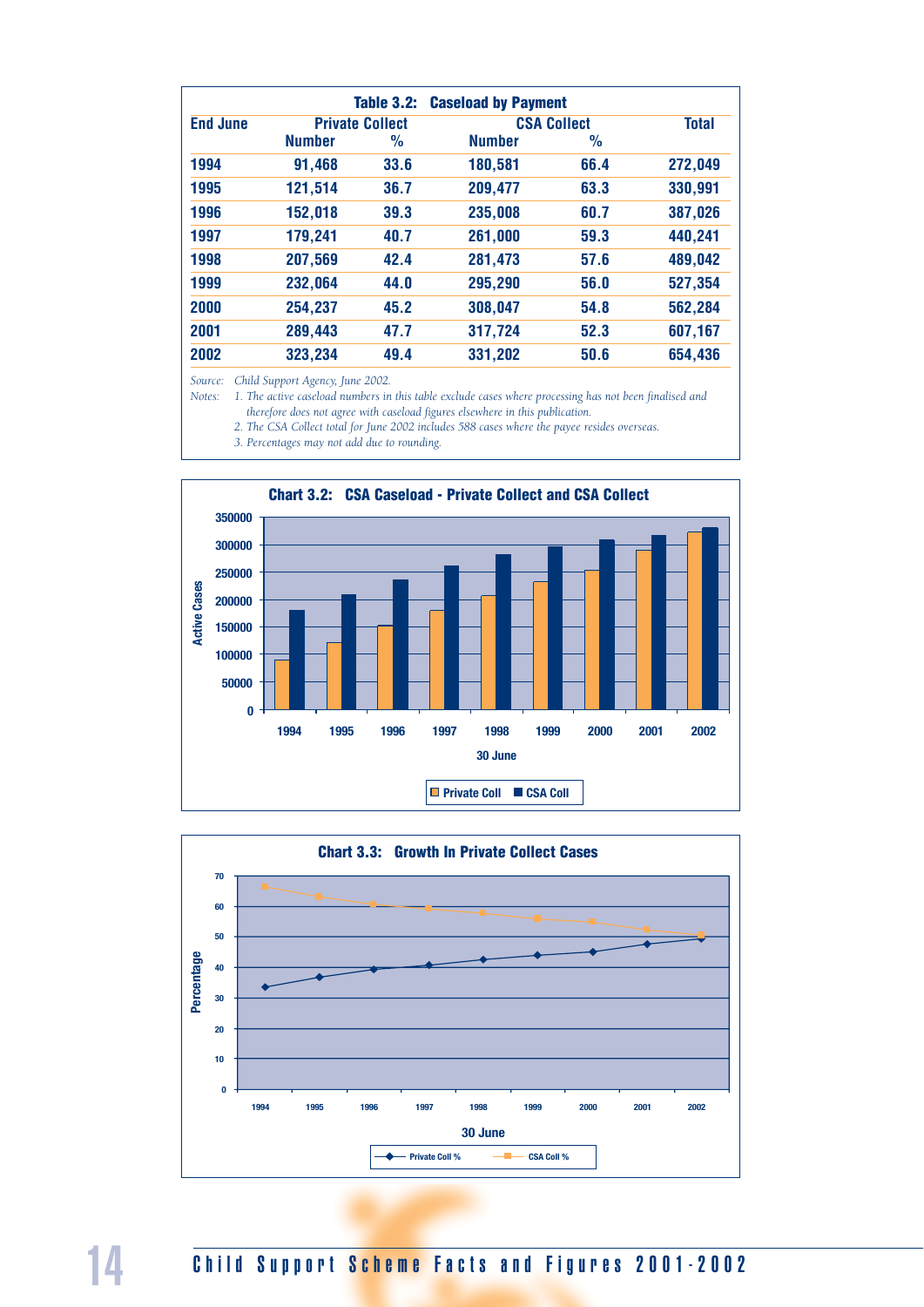**Table 3.2: Caseload by Payment**

| End June | Private Collect | | CSA Collect | | Total |
|---|---|---|---|---|---|
| | Number | % | Number | % | |
| 1994 | 91,468 | 33.6 | 180,581 | 66.4 | 272,049 |
| 1995 | 121,514 | 36.7 | 209,477 | 63.3 | 330,991 |
| 1996 | 152,018 | 39.3 | 235,008 | 60.7 | 387,026 |
| 1997 | 179,241 | 40.7 | 261,000 | 59.3 | 440,241 |
| 1998 | 207,569 | 42.4 | 281,473 | 57.6 | 489,042 |
| 1999 | 232,064 | 44.0 | 295,290 | 56.0 | 527,354 |
| 2000 | 254,237 | 45.2 | 308,047 | 54.8 | 562,284 |
| 2001 | 289,443 | 47.7 | 317,724 | 52.3 | 607,167 |
| 2002 | 323,234 | 49.4 | 331,202 | 50.6 | 654,436 |

*Source: Child Support Agency, June 2002.*

*Notes:*
1. *The active caseload numbers in this table exclude cases where processing has not been finalised and therefore does not agree with caseload figures elsewhere in this publication.*
2. *The CSA Collect total for June 2002 includes 588 cases where the payee resides overseas.*
3. *Percentages may not add due to rounding.*

**Chart 3.2: CSA Caseload - Private Collect and CSA Collect**

**Chart 3.3: Growth In Private Collect Cases**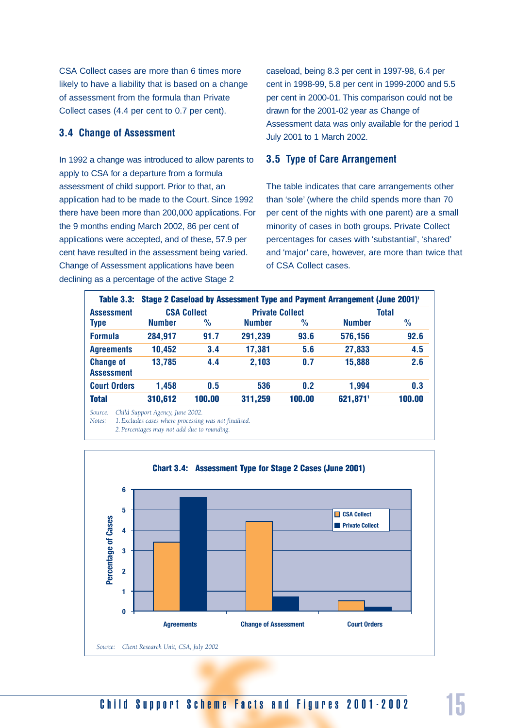CSA Collect cases are more than 6 times more likely to have a liability that is based on a change of assessment from the formula than Private Collect cases (4.4 per cent to 0.7 per cent).

### 3.4 Change of Assessment

In 1992 a change was introduced to allow parents to apply to CSA for a departure from a formula assessment of child support. Prior to that, an application had to be made to the Court. Since 1992 there have been more than 200,000 applications. For the 9 months ending March 2002, 86 per cent of applications were accepted, and of these, 57.9 per cent have resulted in the assessment being varied. Change of Assessment applications have been declining as a percentage of the active Stage 2 caseload, being 8.3 per cent in 1997-98, 6.4 per cent in 1998-99, 5.8 per cent in 1999-2000 and 5.5 per cent in 2000-01. This comparison could not be drawn for the 2001-02 year as Change of Assessment data was only available for the period 1 July 2001 to 1 March 2002.

### 3.5 Type of Care Arrangement

The table indicates that care arrangements other than 'sole' (where the child spends more than 70 per cent of the nights with one parent) are a small minority of cases in both groups. Private Collect percentages for cases with 'substantial', 'shared' and 'major' care, however, are more than twice that of CSA Collect cases.

**Table 3.3: Stage 2 Caseload by Assessment Type and Payment Arrangement (June 2001)[1]**

| Assessment Type | CSA Collect | | Private Collect | | Total | |
|---|---|---|---|---|---|---|
| | Number | % | Number | % | Number | % |
| Formula | 284,917 | 91.7 | 291,239 | 93.6 | 576,156 | 92.6 |
| Agreements | 10,452 | 3.4 | 17,381 | 5.6 | 27,833 | 4.5 |
| Change of Assessment | 13,785 | 4.4 | 2,103 | 0.7 | 15,888 | 2.6 |
| Court Orders | 1,458 | 0.5 | 536 | 0.2 | 1,994 | 0.3 |
| **Total** | **310,612** | **100.00** | **311,259** | **100.00** | **621,871[1]** | **100.00** |

*Source: Child Support Agency, June 2002.*
*Notes: 1. Excludes cases where processing was not finalised.*
*2. Percentages may not add due to rounding.*

**Chart 3.4: Assessment Type for Stage 2 Cases (June 2001)**

*Source: Client Research Unit, CSA, July 2002*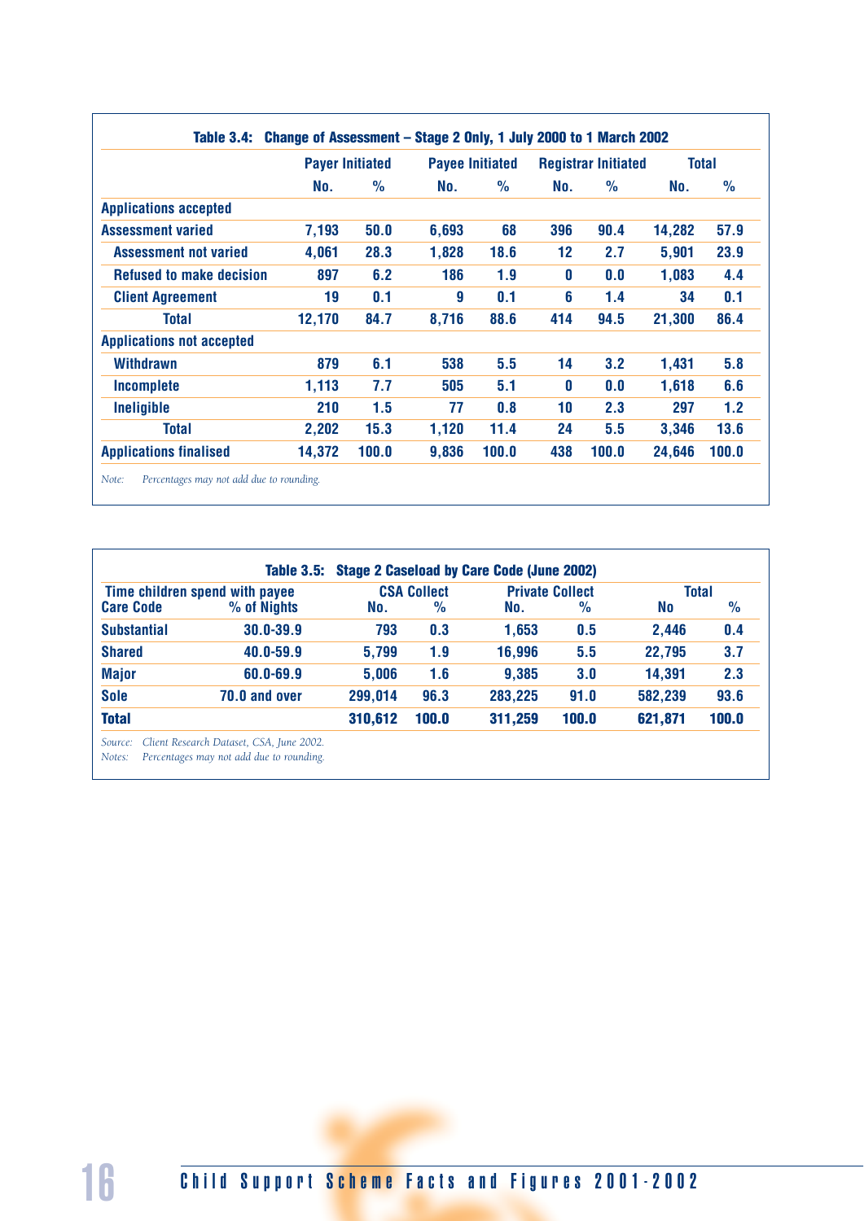**Table 3.4: Change of Assessment – Stage 2 Only, 1 July 2000 to 1 March 2002**

| | Payer Initiated | | Payee Initiated | | Registrar Initiated | | Total | |
|---|---|---|---|---|---|---|---|---|
| | No. | % | No. | % | No. | % | No. | % |
| **Applications accepted** | | | | | | | | |
| Assessment varied | 7,193 | 50.0 | 6,693 | 68 | 396 | 90.4 | 14,282 | 57.9 |
| Assessment not varied | 4,061 | 28.3 | 1,828 | 18.6 | 12 | 2.7 | 5,901 | 23.9 |
| Refused to make decision | 897 | 6.2 | 186 | 1.9 | 0 | 0.0 | 1,083 | 4.4 |
| Client Agreement | 19 | 0.1 | 9 | 0.1 | 6 | 1.4 | 34 | 0.1 |
| Total | 12,170 | 84.7 | 8,716 | 88.6 | 414 | 94.5 | 21,300 | 86.4 |
| **Applications not accepted** | | | | | | | | |
| Withdrawn | 879 | 6.1 | 538 | 5.5 | 14 | 3.2 | 1,431 | 5.8 |
| Incomplete | 1,113 | 7.7 | 505 | 5.1 | 0 | 0.0 | 1,618 | 6.6 |
| Ineligible | 210 | 1.5 | 77 | 0.8 | 10 | 2.3 | 297 | 1.2 |
| Total | 2,202 | 15.3 | 1,120 | 11.4 | 24 | 5.5 | 3,346 | 13.6 |
| **Applications finalised** | 14,372 | 100.0 | 9,836 | 100.0 | 438 | 100.0 | 24,646 | 100.0 |

*Note: Percentages may not add due to rounding.*

**Table 3.5: Stage 2 Caseload by Care Code (June 2002)**

| Time children spend with payee | | CSA Collect | | Private Collect | | Total | |
|---|---|---|---|---|---|---|---|
| Care Code | % of Nights | No. | % | No. | % | No | % |
| Substantial | 30.0-39.9 | 793 | 0.3 | 1,653 | 0.5 | 2,446 | 0.4 |
| Shared | 40.0-59.9 | 5,799 | 1.9 | 16,996 | 5.5 | 22,795 | 3.7 |
| Major | 60.0-69.9 | 5,006 | 1.6 | 9,385 | 3.0 | 14,391 | 2.3 |
| Sole | 70.0 and over | 299,014 | 96.3 | 283,225 | 91.0 | 582,239 | 93.6 |
| **Total** | | 310,612 | 100.0 | 311,259 | 100.0 | 621,871 | 100.0 |

*Source: Client Research Dataset, CSA, June 2002.*
*Notes: Percentages may not add due to rounding.*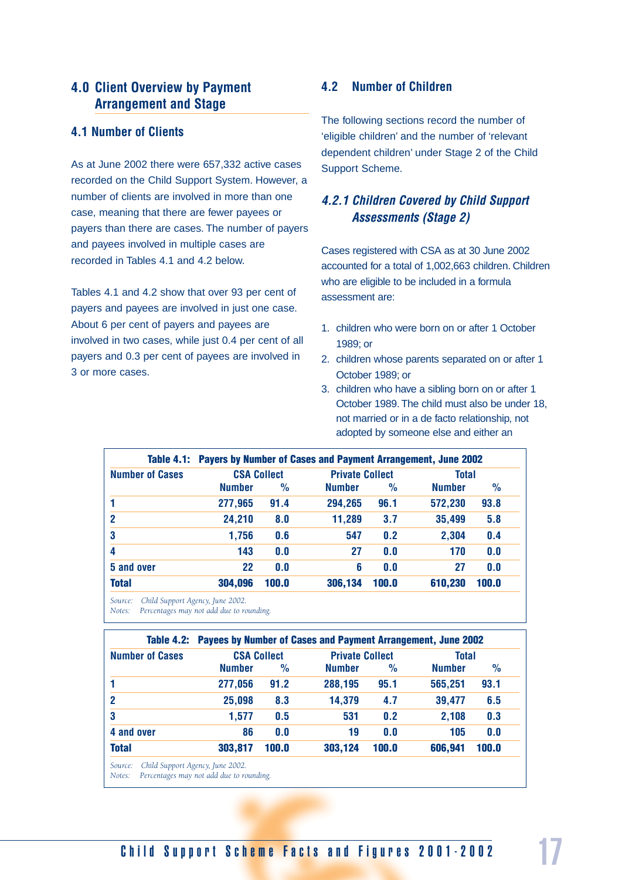## 4.0 Client Overview by Payment Arrangement and Stage

### 4.1 Number of Clients

As at June 2002 there were 657,332 active cases recorded on the Child Support System. However, a number of clients are involved in more than one case, meaning that there are fewer payees or payers than there are cases. The number of payers and payees involved in multiple cases are recorded in Tables 4.1 and 4.2 below.

Tables 4.1 and 4.2 show that over 93 per cent of payers and payees are involved in just one case. About 6 per cent of payers and payees are involved in two cases, while just 0.4 per cent of all payers and 0.3 per cent of payees are involved in 3 or more cases.

### 4.2 Number of Children

The following sections record the number of 'eligible children' and the number of 'relevant dependent children' under Stage 2 of the Child Support Scheme.

#### *4.2.1 Children Covered by Child Support Assessments (Stage 2)*

Cases registered with CSA as at 30 June 2002 accounted for a total of 1,002,663 children. Children who are eligible to be included in a formula assessment are:

1. children who were born on or after 1 October 1989; or
2. children whose parents separated on or after 1 October 1989; or
3. children who have a sibling born on or after 1 October 1989. The child must also be under 18, not married or in a de facto relationship, not adopted by someone else and either an

**Table 4.1: Payers by Number of Cases and Payment Arrangement, June 2002**

| Number of Cases | CSA Collect | | Private Collect | | Total | |
|---|---|---|---|---|---|---|
| | Number | % | Number | % | Number | % |
| 1 | 277,965 | 91.4 | 294,265 | 96.1 | 572,230 | 93.8 |
| 2 | 24,210 | 8.0 | 11,289 | 3.7 | 35,499 | 5.8 |
| 3 | 1,756 | 0.6 | 547 | 0.2 | 2,304 | 0.4 |
| 4 | 143 | 0.0 | 27 | 0.0 | 170 | 0.0 |
| 5 and over | 22 | 0.0 | 6 | 0.0 | 27 | 0.0 |
| **Total** | **304,096** | **100.0** | **306,134** | **100.0** | **610,230** | **100.0** |

*Source: Child Support Agency, June 2002.*
*Notes: Percentages may not add due to rounding.*

**Table 4.2: Payees by Number of Cases and Payment Arrangement, June 2002**

| Number of Cases | CSA Collect | | Private Collect | | Total | |
|---|---|---|---|---|---|---|
| | Number | % | Number | % | Number | % |
| 1 | 277,056 | 91.2 | 288,195 | 95.1 | 565,251 | 93.1 |
| 2 | 25,098 | 8.3 | 14,379 | 4.7 | 39,477 | 6.5 |
| 3 | 1,577 | 0.5 | 531 | 0.2 | 2,108 | 0.3 |
| 4 and over | 86 | 0.0 | 19 | 0.0 | 105 | 0.0 |
| **Total** | **303,817** | **100.0** | **303,124** | **100.0** | **606,941** | **100.0** |

*Source: Child Support Agency, June 2002.*
*Notes: Percentages may not add due to rounding.*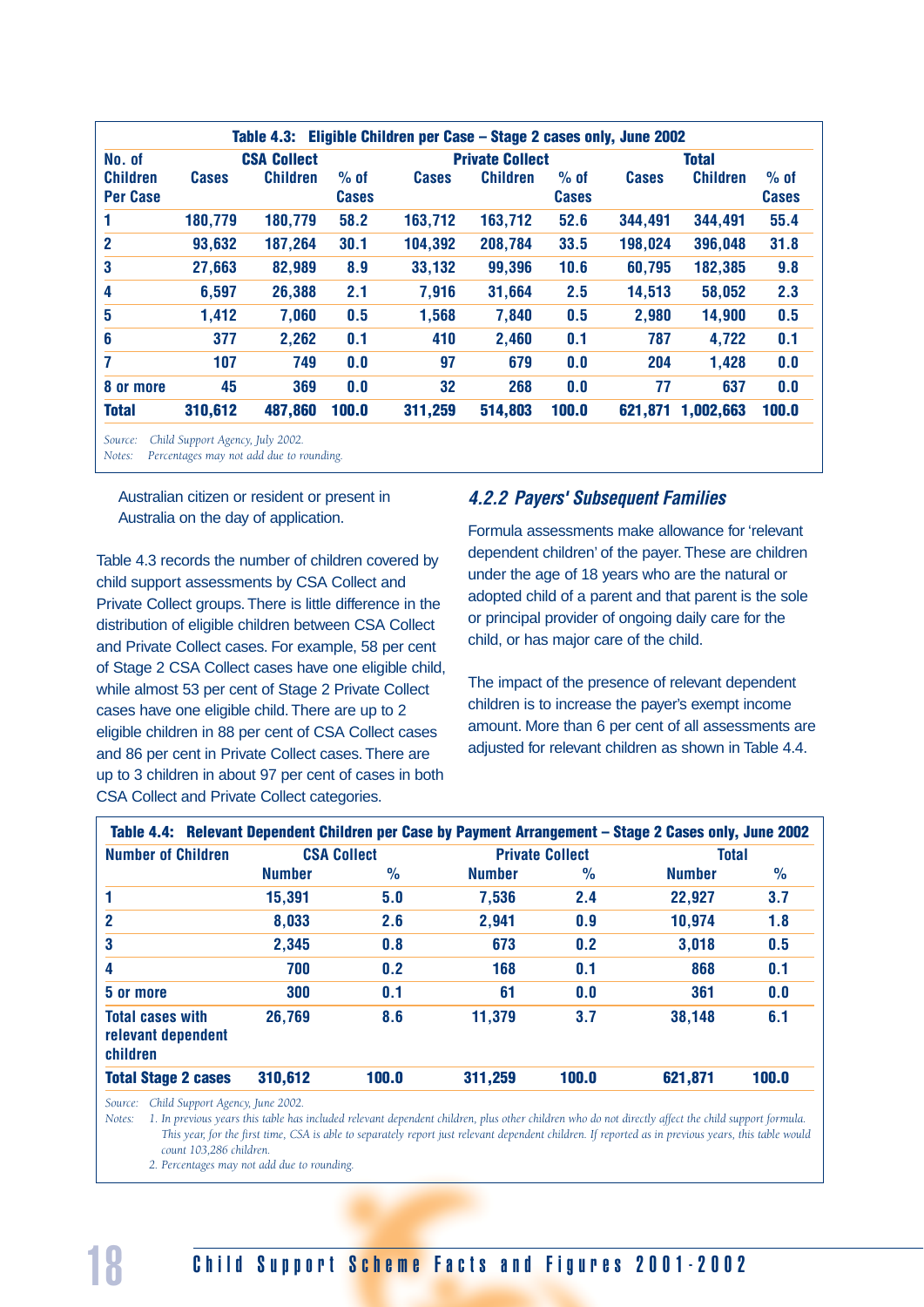**Table 4.3: Eligible Children per Case – Stage 2 cases only, June 2002**

| No. of Children Per Case | CSA Collect | | | Private Collect | | | Total | | |
|---|---|---|---|---|---|---|---|---|---|
| | Cases | Children | % of Cases | Cases | Children | % of Cases | Cases | Children | % of Cases |
| 1 | 180,779 | 180,779 | 58.2 | 163,712 | 163,712 | 52.6 | 344,491 | 344,491 | 55.4 |
| 2 | 93,632 | 187,264 | 30.1 | 104,392 | 208,784 | 33.5 | 198,024 | 396,048 | 31.8 |
| 3 | 27,663 | 82,989 | 8.9 | 33,132 | 99,396 | 10.6 | 60,795 | 182,385 | 9.8 |
| 4 | 6,597 | 26,388 | 2.1 | 7,916 | 31,664 | 2.5 | 14,513 | 58,052 | 2.3 |
| 5 | 1,412 | 7,060 | 0.5 | 1,568 | 7,840 | 0.5 | 2,980 | 14,900 | 0.5 |
| 6 | 377 | 2,262 | 0.1 | 410 | 2,460 | 0.1 | 787 | 4,722 | 0.1 |
| 7 | 107 | 749 | 0.0 | 97 | 679 | 0.0 | 204 | 1,428 | 0.0 |
| 8 or more | 45 | 369 | 0.0 | 32 | 268 | 0.0 | 77 | 637 | 0.0 |
| **Total** | **310,612** | **487,860** | **100.0** | **311,259** | **514,803** | **100.0** | **621,871** | **1,002,663** | **100.0** |

*Source: Child Support Agency, July 2002.*
*Notes: Percentages may not add due to rounding.*

Australian citizen or resident or present in Australia on the day of application.

Table 4.3 records the number of children covered by child support assessments by CSA Collect and Private Collect groups. There is little difference in the distribution of eligible children between CSA Collect and Private Collect cases. For example, 58 per cent of Stage 2 CSA Collect cases have one eligible child, while almost 53 per cent of Stage 2 Private Collect cases have one eligible child. There are up to 2 eligible children in 88 per cent of CSA Collect cases and 86 per cent in Private Collect cases. There are up to 3 children in about 97 per cent of cases in both CSA Collect and Private Collect categories.

### *4.2.2 Payers' Subsequent Families*

Formula assessments make allowance for 'relevant dependent children' of the payer. These are children under the age of 18 years who are the natural or adopted child of a parent and that parent is the sole or principal provider of ongoing daily care for the child, or has major care of the child.

The impact of the presence of relevant dependent children is to increase the payer's exempt income amount. More than 6 per cent of all assessments are adjusted for relevant children as shown in Table 4.4.

**Table 4.4: Relevant Dependent Children per Case by Payment Arrangement – Stage 2 Cases only, June 2002**

| Number of Children | CSA Collect | | Private Collect | | Total | |
|---|---|---|---|---|---|---|
| | Number | % | Number | % | Number | % |
| 1 | 15,391 | 5.0 | 7,536 | 2.4 | 22,927 | 3.7 |
| 2 | 8,033 | 2.6 | 2,941 | 0.9 | 10,974 | 1.8 |
| 3 | 2,345 | 0.8 | 673 | 0.2 | 3,018 | 0.5 |
| 4 | 700 | 0.2 | 168 | 0.1 | 868 | 0.1 |
| 5 or more | 300 | 0.1 | 61 | 0.0 | 361 | 0.0 |
| Total cases with relevant dependent children | 26,769 | 8.6 | 11,379 | 3.7 | 38,148 | 6.1 |
| **Total Stage 2 cases** | **310,612** | **100.0** | **311,259** | **100.0** | **621,871** | **100.0** |

*Source: Child Support Agency, June 2002.*
*Notes: 1. In previous years this table has included relevant dependent children, plus other children who do not directly affect the child support formula. This year, for the first time, CSA is able to separately report just relevant dependent children. If reported as in previous years, this table would count 103,286 children.*
*2. Percentages may not add due to rounding.*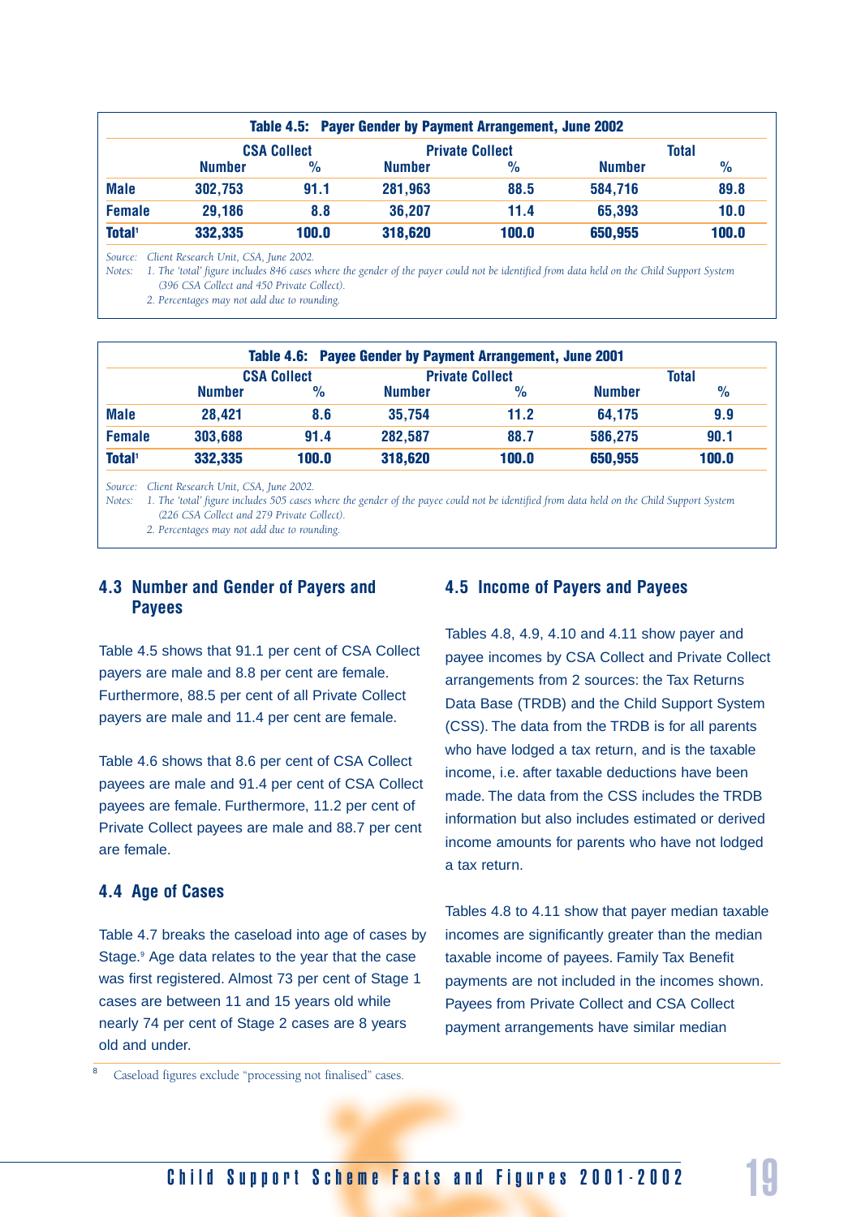| Table 4.5: Payer Gender by Payment Arrangement, June 2002 | | | | | | |
|---|---|---|---|---|---|---|
| | CSA Collect | | Private Collect | | Total | |
| | Number | % | Number | % | Number | % |
| **Male** | 302,753 | 91.1 | 281,963 | 88.5 | 584,716 | 89.8 |
| **Female** | 29,186 | 8.8 | 36,207 | 11.4 | 65,393 | 10.0 |
| **Total**[1] | 332,335 | 100.0 | 318,620 | 100.0 | 650,955 | 100.0 |

*Source: Client Research Unit, CSA, June 2002.*
*Notes: 1. The 'total' figure includes 846 cases where the gender of the payer could not be identified from data held on the Child Support System (396 CSA Collect and 450 Private Collect).*
*2. Percentages may not add due to rounding.*

| Table 4.6: Payee Gender by Payment Arrangement, June 2001 | | | | | | |
|---|---|---|---|---|---|---|
| | CSA Collect | | Private Collect | | Total | |
| | Number | % | Number | % | Number | % |
| **Male** | 28,421 | 8.6 | 35,754 | 11.2 | 64,175 | 9.9 |
| **Female** | 303,688 | 91.4 | 282,587 | 88.7 | 586,275 | 90.1 |
| **Total**[1] | 332,335 | 100.0 | 318,620 | 100.0 | 650,955 | 100.0 |

*Source: Client Research Unit, CSA, June 2002.*
*Notes: 1. The 'total' figure includes 505 cases where the gender of the payee could not be identified from data held on the Child Support System (226 CSA Collect and 279 Private Collect).*
*2. Percentages may not add due to rounding.*

## 4.3 Number and Gender of Payers and Payees

Table 4.5 shows that 91.1 per cent of CSA Collect payers are male and 8.8 per cent are female. Furthermore, 88.5 per cent of all Private Collect payers are male and 11.4 per cent are female.

Table 4.6 shows that 8.6 per cent of CSA Collect payees are male and 91.4 per cent of CSA Collect payees are female. Furthermore, 11.2 per cent of Private Collect payees are male and 88.7 per cent are female.

## 4.4 Age of Cases

Table 4.7 breaks the caseload into age of cases by Stage.[9] Age data relates to the year that the case was first registered. Almost 73 per cent of Stage 1 cases are between 11 and 15 years old while nearly 74 per cent of Stage 2 cases are 8 years old and under.

## 4.5 Income of Payers and Payees

Tables 4.8, 4.9, 4.10 and 4.11 show payer and payee incomes by CSA Collect and Private Collect arrangements from 2 sources: the Tax Returns Data Base (TRDB) and the Child Support System (CSS). The data from the TRDB is for all parents who have lodged a tax return, and is the taxable income, i.e. after taxable deductions have been made. The data from the CSS includes the TRDB information but also includes estimated or derived income amounts for parents who have not lodged a tax return.

Tables 4.8 to 4.11 show that payer median taxable incomes are significantly greater than the median taxable income of payees. Family Tax Benefit payments are not included in the incomes shown. Payees from Private Collect and CSA Collect payment arrangements have similar median

[8] Caseload figures exclude "processing not finalised" cases.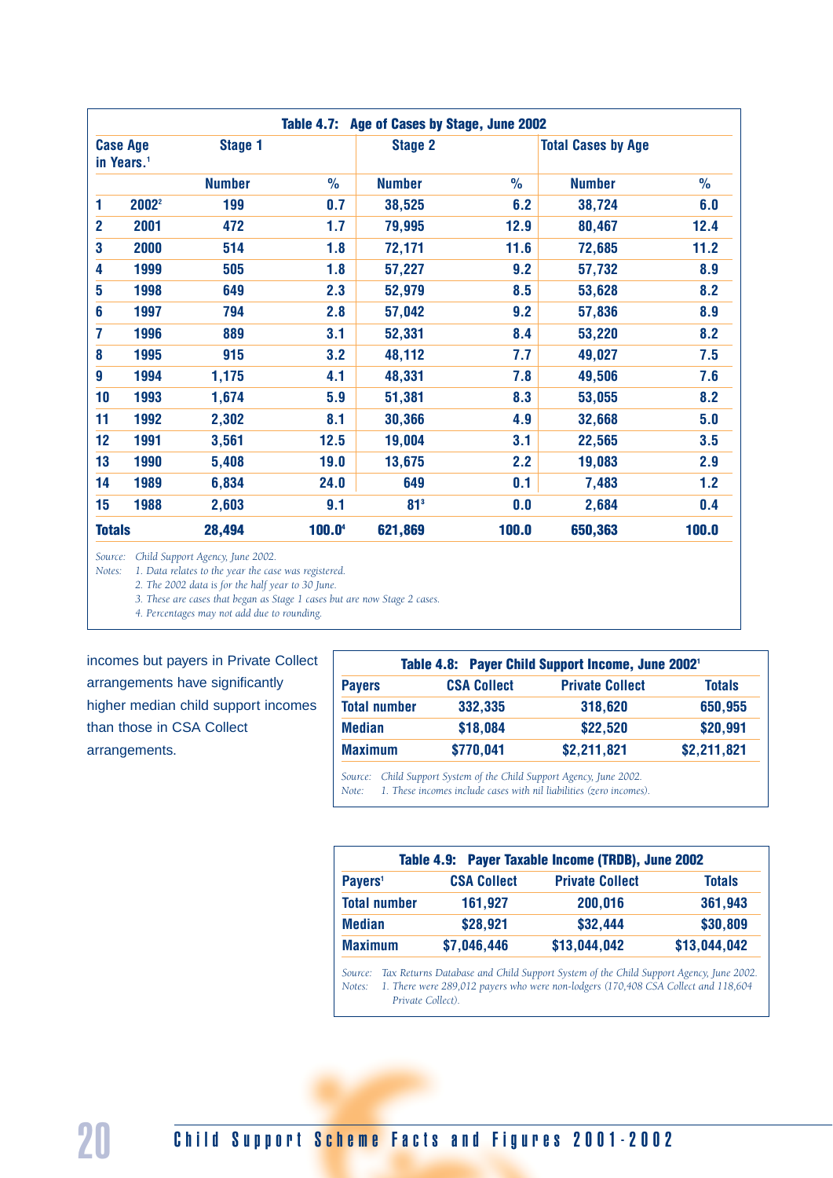**Table 4.7: Age of Cases by Stage, June 2002**

| Case Age in Years.[1] | | Stage 1 | | Stage 2 | | Total Cases by Age | |
|---|---|---|---|---|---|---|---|
| | | Number | % | Number | % | Number | % |
| 1 | 2002[2] | 199 | 0.7 | 38,525 | 6.2 | 38,724 | 6.0 |
| 2 | 2001 | 472 | 1.7 | 79,995 | 12.9 | 80,467 | 12.4 |
| 3 | 2000 | 514 | 1.8 | 72,171 | 11.6 | 72,685 | 11.2 |
| 4 | 1999 | 505 | 1.8 | 57,227 | 9.2 | 57,732 | 8.9 |
| 5 | 1998 | 649 | 2.3 | 52,979 | 8.5 | 53,628 | 8.2 |
| 6 | 1997 | 794 | 2.8 | 57,042 | 9.2 | 57,836 | 8.9 |
| 7 | 1996 | 889 | 3.1 | 52,331 | 8.4 | 53,220 | 8.2 |
| 8 | 1995 | 915 | 3.2 | 48,112 | 7.7 | 49,027 | 7.5 |
| 9 | 1994 | 1,175 | 4.1 | 48,331 | 7.8 | 49,506 | 7.6 |
| 10 | 1993 | 1,674 | 5.9 | 51,381 | 8.3 | 53,055 | 8.2 |
| 11 | 1992 | 2,302 | 8.1 | 30,366 | 4.9 | 32,668 | 5.0 |
| 12 | 1991 | 3,561 | 12.5 | 19,004 | 3.1 | 22,565 | 3.5 |
| 13 | 1990 | 5,408 | 19.0 | 13,675 | 2.2 | 19,083 | 2.9 |
| 14 | 1989 | 6,834 | 24.0 | 649 | 0.1 | 7,483 | 1.2 |
| 15 | 1988 | 2,603 | 9.1 | 81[3] | 0.0 | 2,684 | 0.4 |
| Totals | | 28,494 | 100.0[4] | 621,869 | 100.0 | 650,363 | 100.0 |

*Source: Child Support Agency, June 2002.*
*Notes: 1. Data relates to the year the case was registered.*
*2. The 2002 data is for the half year to 30 June.*
*3. These are cases that began as Stage 1 cases but are now Stage 2 cases.*
*4. Percentages may not add due to rounding.*

incomes but payers in Private Collect arrangements have significantly higher median child support incomes than those in CSA Collect arrangements.

**Table 4.8: Payer Child Support Income, June 2002[1]**

| Payers | CSA Collect | Private Collect | Totals |
|---|---|---|---|
| Total number | 332,335 | 318,620 | 650,955 |
| Median | $18,084 | $22,520 | $20,991 |
| Maximum | $770,041 | $2,211,821 | $2,211,821 |

*Source: Child Support System of the Child Support Agency, June 2002.*
*Note: 1. These incomes include cases with nil liabilities (zero incomes).*

**Table 4.9: Payer Taxable Income (TRDB), June 2002**

| Payers[1] | CSA Collect | Private Collect | Totals |
|---|---|---|---|
| Total number | 161,927 | 200,016 | 361,943 |
| Median | $28,921 | $32,444 | $30,809 |
| Maximum | $7,046,446 | $13,044,042 | $13,044,042 |

*Source: Tax Returns Database and Child Support System of the Child Support Agency, June 2002.*
*Notes: 1. There were 289,012 payers who were non-lodgers (170,408 CSA Collect and 118,604 Private Collect).*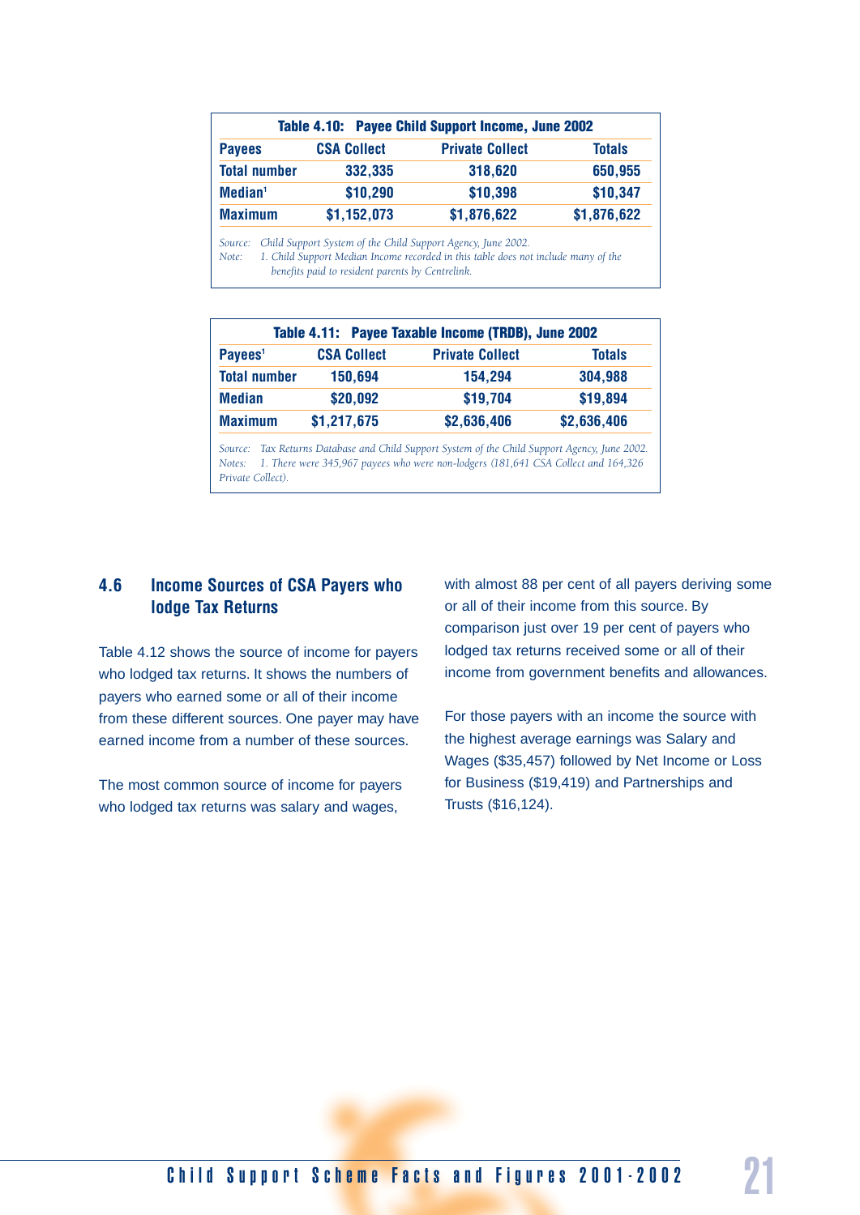**Table 4.10: Payee Child Support Income, June 2002**

| Payees | CSA Collect | Private Collect | Totals |
|---|---|---|---|
| Total number | 332,335 | 318,620 | 650,955 |
| Median[1] | $10,290 | $10,398 | $10,347 |
| Maximum | $1,152,073 | $1,876,622 | $1,876,622 |

*Source: Child Support System of the Child Support Agency, June 2002.*
*Note: 1. Child Support Median Income recorded in this table does not include many of the benefits paid to resident parents by Centrelink.*

**Table 4.11: Payee Taxable Income (TRDB), June 2002**

| Payees[1] | CSA Collect | Private Collect | Totals |
|---|---|---|---|
| Total number | 150,694 | 154,294 | 304,988 |
| Median | $20,092 | $19,704 | $19,894 |
| Maximum | $1,217,675 | $2,636,406 | $2,636,406 |

*Source: Tax Returns Database and Child Support System of the Child Support Agency, June 2002.*
*Notes: 1. There were 345,967 payees who were non-lodgers (181,641 CSA Collect and 164,326 Private Collect).*

## 4.6 Income Sources of CSA Payers who lodge Tax Returns

Table 4.12 shows the source of income for payers who lodged tax returns. It shows the numbers of payers who earned some or all of their income from these different sources. One payer may have earned income from a number of these sources.

The most common source of income for payers who lodged tax returns was salary and wages, with almost 88 per cent of all payers deriving some or all of their income from this source. By comparison just over 19 per cent of payers who lodged tax returns received some or all of their income from government benefits and allowances.

For those payers with an income the source with the highest average earnings was Salary and Wages ($35,457) followed by Net Income or Loss for Business ($19,419) and Partnerships and Trusts ($16,124).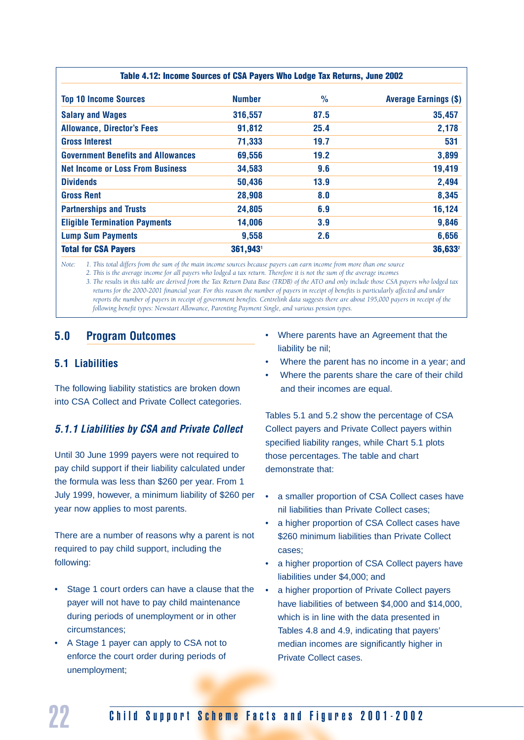**Table 4.12: Income Sources of CSA Payers Who Lodge Tax Returns, June 2002**

| Top 10 Income Sources | Number | % | Average Earnings ($) |
|---|---|---|---|
| Salary and Wages | 316,557 | 87.5 | 35,457 |
| Allowance, Director's Fees | 91,812 | 25.4 | 2,178 |
| Gross Interest | 71,333 | 19.7 | 531 |
| Government Benefits and Allowances | 69,556 | 19.2 | 3,899 |
| Net Income or Loss From Business | 34,583 | 9.6 | 19,419 |
| Dividends | 50,436 | 13.9 | 2,494 |
| Gross Rent | 28,908 | 8.0 | 8,345 |
| Partnerships and Trusts | 24,805 | 6.9 | 16,124 |
| Eligible Termination Payments | 14,006 | 3.9 | 9,846 |
| Lump Sum Payments | 9,558 | 2.6 | 6,656 |
| **Total for CSA Payers** | **361,943[1]** | | **36,633[2]** |

*Note: 1. This total differs from the sum of the main income sources because payers can earn income from more than one source*
*2. This is the average income for all payers who lodged a tax return. Therefore it is not the sum of the average incomes*
*3. The results in this table are derived from the Tax Return Data Base (TRDB) of the ATO and only include those CSA payers who lodged tax returns for the 2000-2001 financial year. For this reason the number of payers in receipt of benefits is particularly affected and under reports the number of payers in receipt of government benefits. Centrelink data suggests there are about 195,000 payers in receipt of the following benefit types: Newstart Allowance, Parenting Payment Single, and various pension types.*

## 5.0 Program Outcomes

### 5.1 Liabilities

The following liability statistics are broken down into CSA Collect and Private Collect categories.

#### *5.1.1 Liabilities by CSA and Private Collect*

Until 30 June 1999 payers were not required to pay child support if their liability calculated under the formula was less than $260 per year. From 1 July 1999, however, a minimum liability of $260 per year now applies to most parents.

There are a number of reasons why a parent is not required to pay child support, including the following:

- Stage 1 court orders can have a clause that the payer will not have to pay child maintenance during periods of unemployment or in other circumstances;
- A Stage 1 payer can apply to CSA not to enforce the court order during periods of unemployment;
- Where parents have an Agreement that the liability be nil;
- Where the parent has no income in a year; and
- Where the parents share the care of their child and their incomes are equal.

Tables 5.1 and 5.2 show the percentage of CSA Collect payers and Private Collect payers within specified liability ranges, while Chart 5.1 plots those percentages. The table and chart demonstrate that:

- a smaller proportion of CSA Collect cases have nil liabilities than Private Collect cases;
- a higher proportion of CSA Collect cases have $260 minimum liabilities than Private Collect cases;
- a higher proportion of CSA Collect payers have liabilities under $4,000; and
- a higher proportion of Private Collect payers have liabilities of between $4,000 and $14,000, which is in line with the data presented in Tables 4.8 and 4.9, indicating that payers' median incomes are significantly higher in Private Collect cases.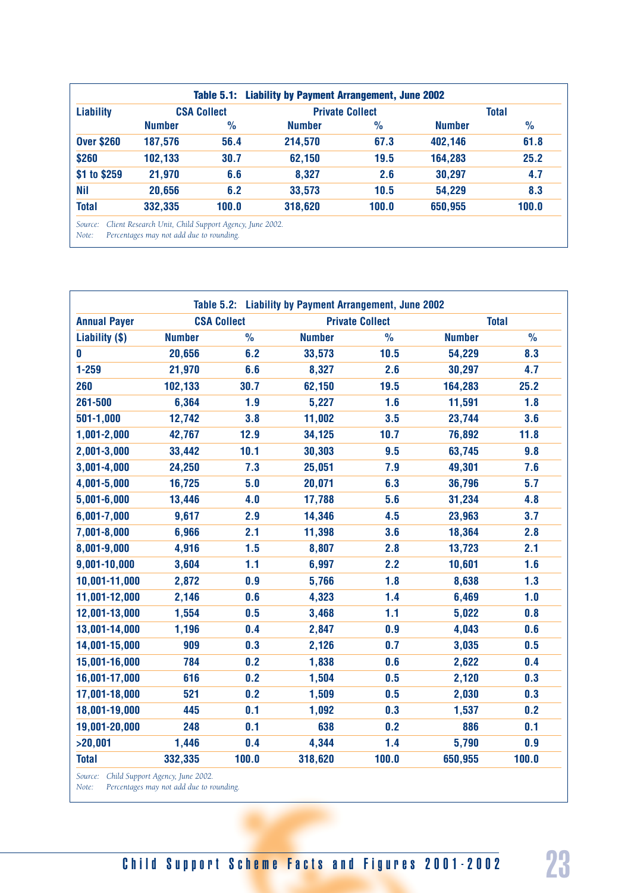**Table 5.1: Liability by Payment Arrangement, June 2002**

| Liability | CSA Collect | | Private Collect | | Total | |
|---|---|---|---|---|---|---|
| | Number | % | Number | % | Number | % |
| Over $260 | 187,576 | 56.4 | 214,570 | 67.3 | 402,146 | 61.8 |
| $260 | 102,133 | 30.7 | 62,150 | 19.5 | 164,283 | 25.2 |
| $1 to $259 | 21,970 | 6.6 | 8,327 | 2.6 | 30,297 | 4.7 |
| Nil | 20,656 | 6.2 | 33,573 | 10.5 | 54,229 | 8.3 |
| Total | 332,335 | 100.0 | 318,620 | 100.0 | 650,955 | 100.0 |

*Source: Client Research Unit, Child Support Agency, June 2002.*
*Note: Percentages may not add due to rounding.*

**Table 5.2: Liability by Payment Arrangement, June 2002**

| Annual Payer | CSA Collect | | Private Collect | | Total | |
|---|---|---|---|---|---|---|
| Liability ($) | Number | % | Number | % | Number | % |
| 0 | 20,656 | 6.2 | 33,573 | 10.5 | 54,229 | 8.3 |
| 1-259 | 21,970 | 6.6 | 8,327 | 2.6 | 30,297 | 4.7 |
| 260 | 102,133 | 30.7 | 62,150 | 19.5 | 164,283 | 25.2 |
| 261-500 | 6,364 | 1.9 | 5,227 | 1.6 | 11,591 | 1.8 |
| 501-1,000 | 12,742 | 3.8 | 11,002 | 3.5 | 23,744 | 3.6 |
| 1,001-2,000 | 42,767 | 12.9 | 34,125 | 10.7 | 76,892 | 11.8 |
| 2,001-3,000 | 33,442 | 10.1 | 30,303 | 9.5 | 63,745 | 9.8 |
| 3,001-4,000 | 24,250 | 7.3 | 25,051 | 7.9 | 49,301 | 7.6 |
| 4,001-5,000 | 16,725 | 5.0 | 20,071 | 6.3 | 36,796 | 5.7 |
| 5,001-6,000 | 13,446 | 4.0 | 17,788 | 5.6 | 31,234 | 4.8 |
| 6,001-7,000 | 9,617 | 2.9 | 14,346 | 4.5 | 23,963 | 3.7 |
| 7,001-8,000 | 6,966 | 2.1 | 11,398 | 3.6 | 18,364 | 2.8 |
| 8,001-9,000 | 4,916 | 1.5 | 8,807 | 2.8 | 13,723 | 2.1 |
| 9,001-10,000 | 3,604 | 1.1 | 6,997 | 2.2 | 10,601 | 1.6 |
| 10,001-11,000 | 2,872 | 0.9 | 5,766 | 1.8 | 8,638 | 1.3 |
| 11,001-12,000 | 2,146 | 0.6 | 4,323 | 1.4 | 6,469 | 1.0 |
| 12,001-13,000 | 1,554 | 0.5 | 3,468 | 1.1 | 5,022 | 0.8 |
| 13,001-14,000 | 1,196 | 0.4 | 2,847 | 0.9 | 4,043 | 0.6 |
| 14,001-15,000 | 909 | 0.3 | 2,126 | 0.7 | 3,035 | 0.5 |
| 15,001-16,000 | 784 | 0.2 | 1,838 | 0.6 | 2,622 | 0.4 |
| 16,001-17,000 | 616 | 0.2 | 1,504 | 0.5 | 2,120 | 0.3 |
| 17,001-18,000 | 521 | 0.2 | 1,509 | 0.5 | 2,030 | 0.3 |
| 18,001-19,000 | 445 | 0.1 | 1,092 | 0.3 | 1,537 | 0.2 |
| 19,001-20,000 | 248 | 0.1 | 638 | 0.2 | 886 | 0.1 |
| >20,001 | 1,446 | 0.4 | 4,344 | 1.4 | 5,790 | 0.9 |
| Total | 332,335 | 100.0 | 318,620 | 100.0 | 650,955 | 100.0 |

*Source: Child Support Agency, June 2002.*
*Note: Percentages may not add due to rounding.*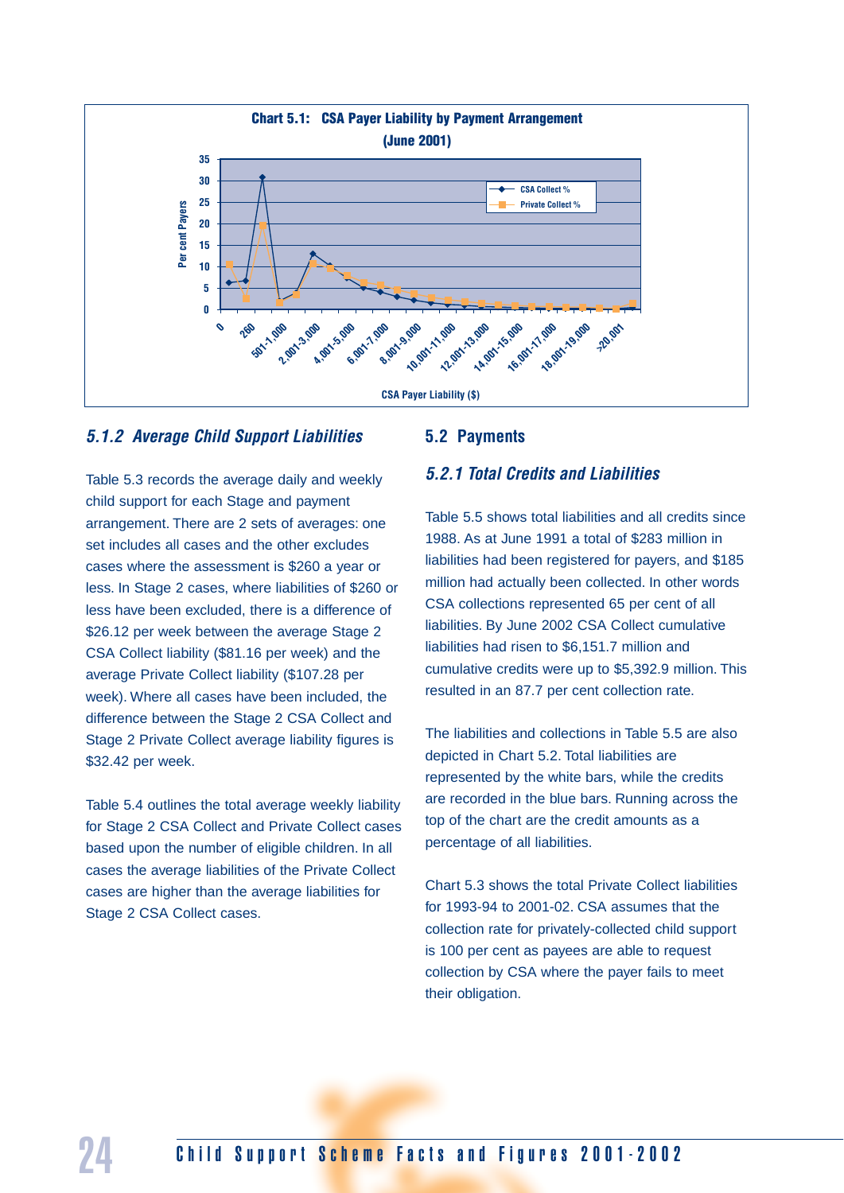**Chart 5.1: CSA Payer Liability by Payment Arrangement (June 2001)**

### 5.1.2 Average Child Support Liabilities

Table 5.3 records the average daily and weekly child support for each Stage and payment arrangement. There are 2 sets of averages: one set includes all cases and the other excludes cases where the assessment is $260 a year or less. In Stage 2 cases, where liabilities of $260 or less have been excluded, there is a difference of $26.12 per week between the average Stage 2 CSA Collect liability ($81.16 per week) and the average Private Collect liability ($107.28 per week). Where all cases have been included, the difference between the Stage 2 CSA Collect and Stage 2 Private Collect average liability figures is $32.42 per week.

Table 5.4 outlines the total average weekly liability for Stage 2 CSA Collect and Private Collect cases based upon the number of eligible children. In all cases the average liabilities of the Private Collect cases are higher than the average liabilities for Stage 2 CSA Collect cases.

## 5.2 Payments

### 5.2.1 Total Credits and Liabilities

Table 5.5 shows total liabilities and all credits since 1988. As at June 1991 a total of $283 million in liabilities had been registered for payers, and $185 million had actually been collected. In other words CSA collections represented 65 per cent of all liabilities. By June 2002 CSA Collect cumulative liabilities had risen to $6,151.7 million and cumulative credits were up to $5,392.9 million. This resulted in an 87.7 per cent collection rate.

The liabilities and collections in Table 5.5 are also depicted in Chart 5.2. Total liabilities are represented by the white bars, while the credits are recorded in the blue bars. Running across the top of the chart are the credit amounts as a percentage of all liabilities.

Chart 5.3 shows the total Private Collect liabilities for 1993-94 to 2001-02. CSA assumes that the collection rate for privately-collected child support is 100 per cent as payees are able to request collection by CSA where the payer fails to meet their obligation.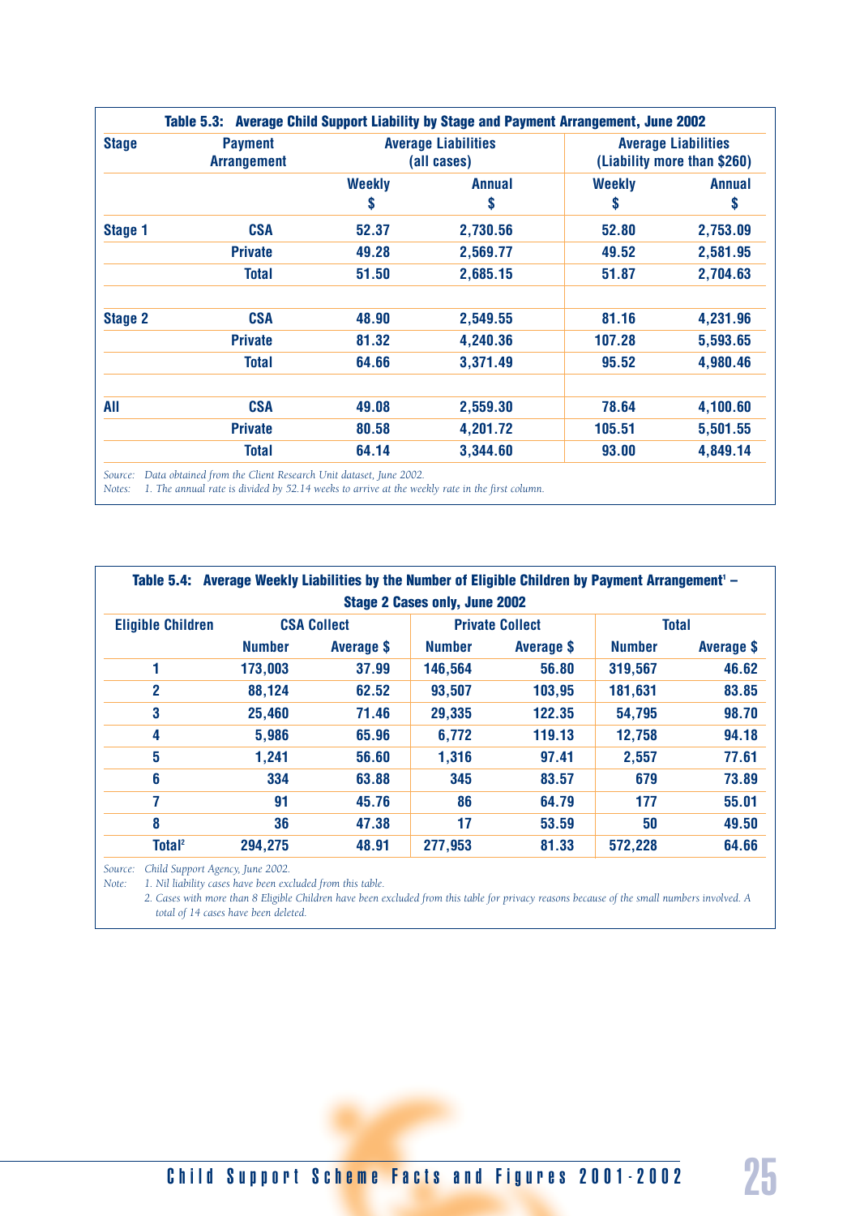**Table 5.3: Average Child Support Liability by Stage and Payment Arrangement, June 2002**

| Stage | Payment Arrangement | Average Liabilities (all cases) | | Average Liabilities (Liability more than $260) | |
|---|---|---|---|---|---|
| | | Weekly $ | Annual $ | Weekly $ | Annual $ |
| Stage 1 | CSA | 52.37 | 2,730.56 | 52.80 | 2,753.09 |
| | Private | 49.28 | 2,569.77 | 49.52 | 2,581.95 |
| | Total | 51.50 | 2,685.15 | 51.87 | 2,704.63 |
| Stage 2 | CSA | 48.90 | 2,549.55 | 81.16 | 4,231.96 |
| | Private | 81.32 | 4,240.36 | 107.28 | 5,593.65 |
| | Total | 64.66 | 3,371.49 | 95.52 | 4,980.46 |
| All | CSA | 49.08 | 2,559.30 | 78.64 | 4,100.60 |
| | Private | 80.58 | 4,201.72 | 105.51 | 5,501.55 |
| | Total | 64.14 | 3,344.60 | 93.00 | 4,849.14 |

*Source: Data obtained from the Client Research Unit dataset, June 2002.*
*Notes: 1. The annual rate is divided by 52.14 weeks to arrive at the weekly rate in the first column.*

**Table 5.4: Average Weekly Liabilities by the Number of Eligible Children by Payment Arrangement[1] – Stage 2 Cases only, June 2002**

| Eligible Children | CSA Collect | | Private Collect | | Total | |
|---|---|---|---|---|---|---|
| | Number | Average $ | Number | Average $ | Number | Average $ |
| 1 | 173,003 | 37.99 | 146,564 | 56.80 | 319,567 | 46.62 |
| 2 | 88,124 | 62.52 | 93,507 | 103,95 | 181,631 | 83.85 |
| 3 | 25,460 | 71.46 | 29,335 | 122.35 | 54,795 | 98.70 |
| 4 | 5,986 | 65.96 | 6,772 | 119.13 | 12,758 | 94.18 |
| 5 | 1,241 | 56.60 | 1,316 | 97.41 | 2,557 | 77.61 |
| 6 | 334 | 63.88 | 345 | 83.57 | 679 | 73.89 |
| 7 | 91 | 45.76 | 86 | 64.79 | 177 | 55.01 |
| 8 | 36 | 47.38 | 17 | 53.59 | 50 | 49.50 |
| Total[2] | 294,275 | 48.91 | 277,953 | 81.33 | 572,228 | 64.66 |

*Source: Child Support Agency, June 2002.*
*Note: 1. Nil liability cases have been excluded from this table.*
*2. Cases with more than 8 Eligible Children have been excluded from this table for privacy reasons because of the small numbers involved. A total of 14 cases have been deleted.*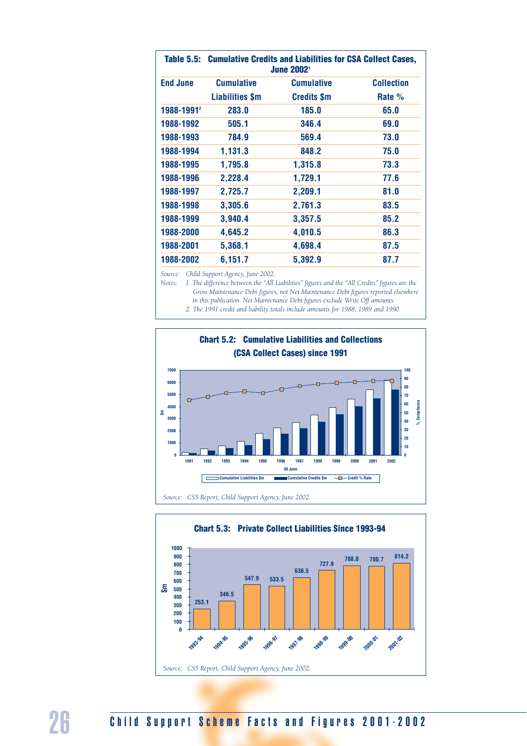## Table 5.5: Cumulative Credits and Liabilities for CSA Collect Cases, June 2002[1]

| End June | Cumulative Liabilities $m | Cumulative Credits $m | Collection Rate % |
|---|---|---|---|
| 1988-1991[2] | 283.0 | 185.0 | 65.0 |
| 1988-1992 | 505.1 | 346.4 | 69.0 |
| 1988-1993 | 784.9 | 569.4 | 73.0 |
| 1988-1994 | 1,131.3 | 848.2 | 75.0 |
| 1988-1995 | 1,795.8 | 1,315.8 | 73.3 |
| 1988-1996 | 2,228.4 | 1,729.1 | 77.6 |
| 1988-1997 | 2,725.7 | 2,209.1 | 81.0 |
| 1988-1998 | 3,305.6 | 2,761.3 | 83.5 |
| 1988-1999 | 3,940.4 | 3,357.5 | 85.2 |
| 1988-2000 | 4,645.2 | 4,010.5 | 86.3 |
| 1988-2001 | 5,368.1 | 4,698.4 | 87.5 |
| 1988-2002 | 6,151.7 | 5,392.9 | 87.7 |

*Source: Child Support Agency, June 2002.*

*Notes: 1. The difference between the "All Liabilities" figures and the "All Credits" figures are the Gross Maintenance Debt figures, not Net Maintenance Debt figures reported elsewhere in this publication. Net Maintenance Debt figures exclude Write Off amounts.*

*2. The 1991 credit and liability totals include amounts for 1988, 1989 and 1990.*

## Chart 5.2: Cumulative Liabilities and Collections (CSA Collect Cases) since 1991

*Source: CS5 Report, Child Support Agency, June 2002.*

## Chart 5.3: Private Collect Liabilities Since 1993-94

| Year | $m |
|---|---|
| 1993-94 | 253.1 |
| 1994-95 | 346.5 |
| 1995-96 | 547.9 |
| 1996-97 | 533.5 |
| 1997-98 | 636.5 |
| 1998-99 | 727.9 |
| 1999-00 | 788.0 |
| 2000-01 | 780.7 |
| 2001-02 | 814.2 |

*Source: CS5 Report, Child Support Agency, June 2002.*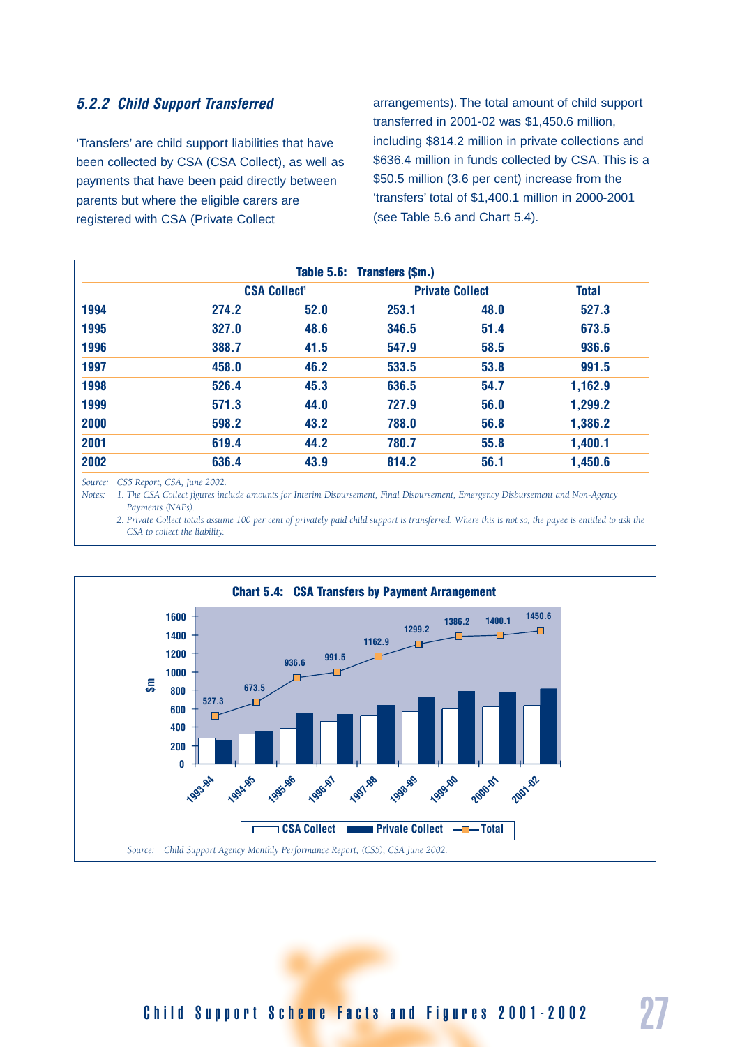### 5.2.2 Child Support Transferred

'Transfers' are child support liabilities that have been collected by CSA (CSA Collect), as well as payments that have been paid directly between parents but where the eligible carers are registered with CSA (Private Collect arrangements). The total amount of child support transferred in 2001-02 was $1,450.6 million, including $814.2 million in private collections and $636.4 million in funds collected by CSA. This is a $50.5 million (3.6 per cent) increase from the 'transfers' total of $1,400.1 million in 2000-2001 (see Table 5.6 and Chart 5.4).

**Table 5.6: Transfers ($m.)**

| | CSA Collect[1] | | Private Collect | | Total |
|---|---|---|---|---|---|
| **1994** | 274.2 | 52.0 | 253.1 | 48.0 | 527.3 |
| **1995** | 327.0 | 48.6 | 346.5 | 51.4 | 673.5 |
| **1996** | 388.7 | 41.5 | 547.9 | 58.5 | 936.6 |
| **1997** | 458.0 | 46.2 | 533.5 | 53.8 | 991.5 |
| **1998** | 526.4 | 45.3 | 636.5 | 54.7 | 1,162.9 |
| **1999** | 571.3 | 44.0 | 727.9 | 56.0 | 1,299.2 |
| **2000** | 598.2 | 43.2 | 788.0 | 56.8 | 1,386.2 |
| **2001** | 619.4 | 44.2 | 780.7 | 55.8 | 1,400.1 |
| **2002** | 636.4 | 43.9 | 814.2 | 56.1 | 1,450.6 |

*Source: CS5 Report, CSA, June 2002.*

*Notes: 1. The CSA Collect figures include amounts for Interim Disbursement, Final Disbursement, Emergency Disbursement and Non-Agency Payments (NAPs).*

*2. Private Collect totals assume 100 per cent of privately paid child support is transferred. Where this is not so, the payee is entitled to ask the CSA to collect the liability.*

**Chart 5.4: CSA Transfers by Payment Arrangement**

*Source: Child Support Agency Monthly Performance Report, (CS5), CSA June 2002.*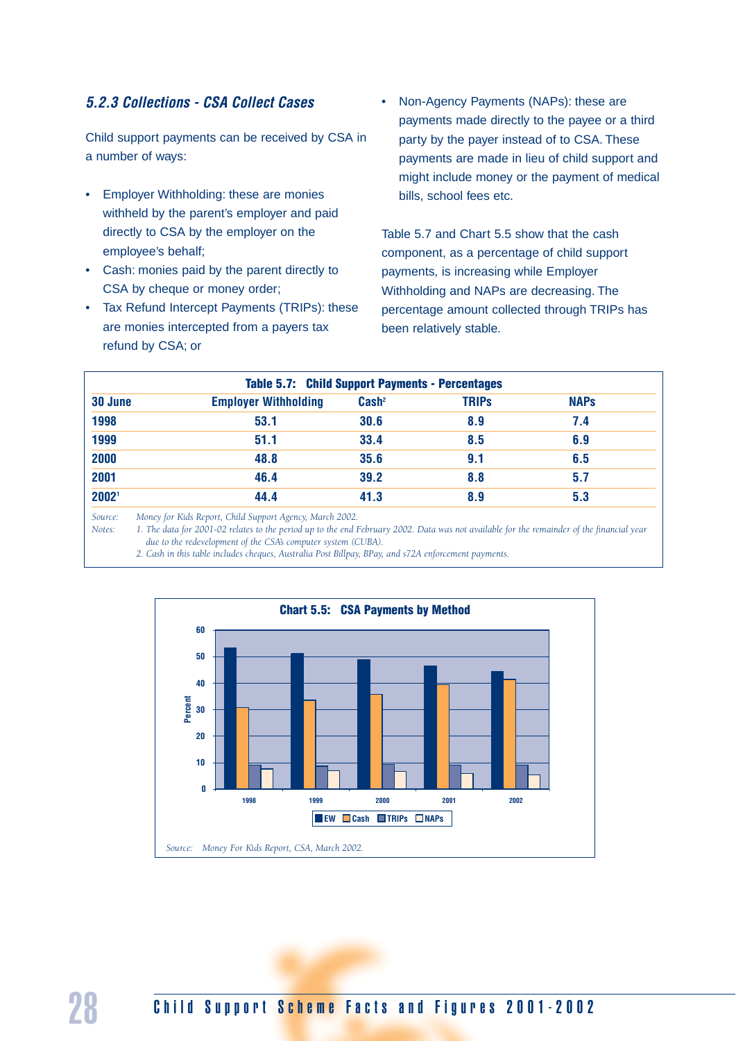### 5.2.3 Collections - CSA Collect Cases

Child support payments can be received by CSA in a number of ways:

- Employer Withholding: these are monies withheld by the parent's employer and paid directly to CSA by the employer on the employee's behalf;
- Cash: monies paid by the parent directly to CSA by cheque or money order;
- Tax Refund Intercept Payments (TRIPs): these are monies intercepted from a payers tax refund by CSA; or
- Non-Agency Payments (NAPs): these are payments made directly to the payee or a third party by the payer instead of to CSA. These payments are made in lieu of child support and might include money or the payment of medical bills, school fees etc.

Table 5.7 and Chart 5.5 show that the cash component, as a percentage of child support payments, is increasing while Employer Withholding and NAPs are decreasing. The percentage amount collected through TRIPs has been relatively stable.

**Table 5.7: Child Support Payments - Percentages**

| 30 June | Employer Withholding | Cash[2] | TRIPs | NAPs |
|---|---|---|---|---|
| 1998 | 53.1 | 30.6 | 8.9 | 7.4 |
| 1999 | 51.1 | 33.4 | 8.5 | 6.9 |
| 2000 | 48.8 | 35.6 | 9.1 | 6.5 |
| 2001 | 46.4 | 39.2 | 8.8 | 5.7 |
| 2002[1] | 44.4 | 41.3 | 8.9 | 5.3 |

*Source:* *Money for Kids Report, Child Support Agency, March 2002.*

*Notes:* *1. The data for 2001-02 relates to the period up to the end February 2002. Data was not available for the remainder of the financial year due to the redevelopment of the CSA's computer system (CUBA).*

*2. Cash in this table includes cheques, Australia Post Billpay, BPay, and s72A enforcement payments.*

**Chart 5.5: CSA Payments by Method**

| Year | EW | Cash | TRIPs | NAPs |
|---|---|---|---|---|
| 1998 | 53.1 | 30.6 | 8.9 | 7.4 |
| 1999 | 51.1 | 33.4 | 8.5 | 6.9 |
| 2000 | 48.8 | 35.6 | 9.1 | 6.5 |
| 2001 | 46.4 | 39.2 | 8.8 | 5.7 |
| 2002 | 44.4 | 41.3 | 8.9 | 5.3 |

*Source:* *Money For Kids Report, CSA, March 2002.*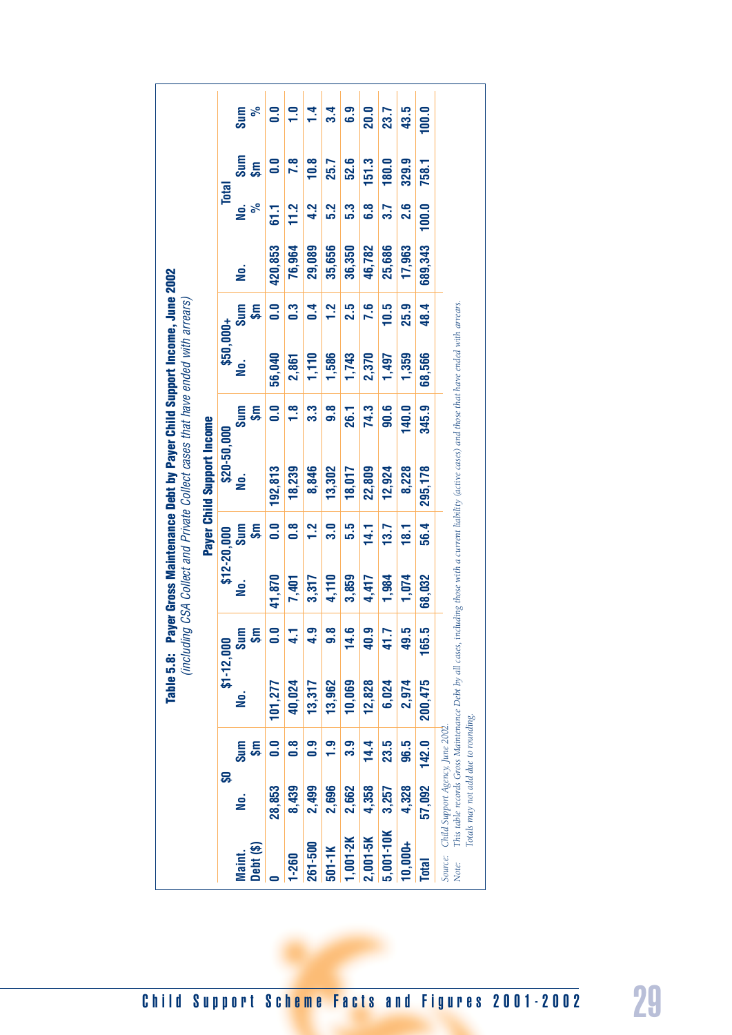**Table 5.8: Payer Gross Maintenance Debt by Payer Child Support Income, June 2002**
*(including CSA Collect and Private Collect cases that have ended with arrears)*

| Maint. Debt ($) | Payer Child Support Income | | | | | | | | | | | | | |
|---|---|---|---|---|---|---|---|---|---|---|---|---|---|---|
| | $0 | | $1-12,000 | | $12-20,000 | | $20-50,000 | | $50,000+ | | Total | | | |
| | No. | Sum $m | No. | Sum $m | No. | Sum $m | No. | Sum $m | No. | Sum $m | No. | No. % | Sum $m | Sum % |
| 0 | 28,853 | 0.0 | 101,277 | 0.0 | 41,870 | 0.0 | 192,813 | 0.0 | 56,040 | 0.0 | 420,853 | 61.1 | 0.0 | 0.0 |
| 1-260 | 8,439 | 0.8 | 40,024 | 4.1 | 7,401 | 0.8 | 18,239 | 1.8 | 2,861 | 0.3 | 76,964 | 11.2 | 7.8 | 1.0 |
| 261-500 | 2,499 | 0.9 | 13,317 | 4.9 | 3,317 | 1.2 | 8,846 | 3.3 | 1,110 | 0.4 | 29,089 | 4.2 | 10.8 | 1.4 |
| 501-1K | 2,696 | 1.9 | 13,962 | 9.8 | 4,110 | 3.0 | 13,302 | 9.8 | 1,586 | 1.2 | 35,656 | 5.2 | 25.7 | 3.4 |
| 1,001-2K | 2,662 | 3.9 | 10,069 | 14.6 | 3,859 | 5.5 | 18,017 | 26.1 | 1,743 | 2.5 | 36,350 | 5.3 | 52.6 | 6.9 |
| 2,001-5K | 4,358 | 14.4 | 12,828 | 40.9 | 4,417 | 14.1 | 22,809 | 74.3 | 2,370 | 7.6 | 46,782 | 6.8 | 151.3 | 20.0 |
| 5,001-10K | 3,257 | 23.5 | 6,024 | 41.7 | 1,984 | 13.7 | 12,924 | 90.6 | 1,497 | 10.5 | 25,686 | 3.7 | 180.0 | 23.7 |
| 10,000+ | 4,328 | 96.5 | 2,974 | 49.5 | 1,074 | 18.1 | 8,228 | 140.0 | 1,359 | 25.9 | 17,963 | 2.6 | 329.9 | 43.5 |
| Total | 57,092 | 142.0 | 200,475 | 165.5 | 68,032 | 56.4 | 295,178 | 345.9 | 68,566 | 48.4 | 689,343 | 100.0 | 758.1 | 100.0 |

*Source: Child Support Agency, June 2002.*
*Note: This table records Gross Maintenance Debt by all cases, including those with a current liability (active cases) and those that have ended with arrears. Totals may not add due to rounding.*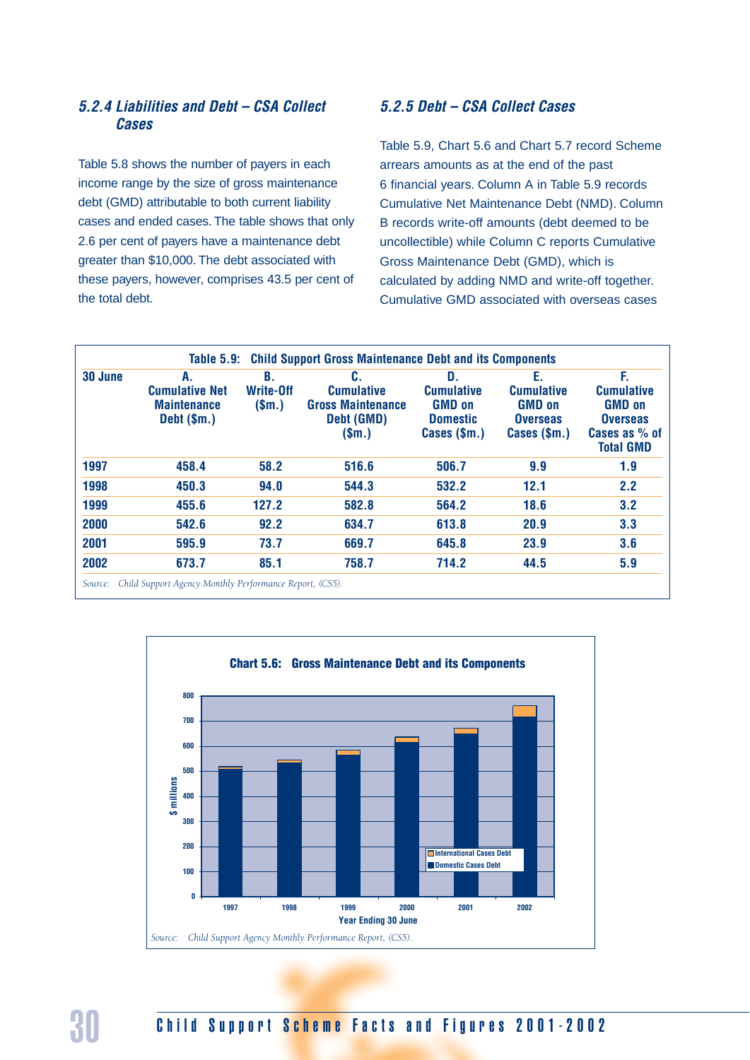### 5.2.4 Liabilities and Debt – CSA Collect Cases

Table 5.8 shows the number of payers in each income range by the size of gross maintenance debt (GMD) attributable to both current liability cases and ended cases. The table shows that only 2.6 per cent of payers have a maintenance debt greater than $10,000. The debt associated with these payers, however, comprises 43.5 per cent of the total debt.

### 5.2.5 Debt – CSA Collect Cases

Table 5.9, Chart 5.6 and Chart 5.7 record Scheme arrears amounts as at the end of the past 6 financial years. Column A in Table 5.9 records Cumulative Net Maintenance Debt (NMD). Column B records write-off amounts (debt deemed to be uncollectible) while Column C reports Cumulative Gross Maintenance Debt (GMD), which is calculated by adding NMD and write-off together. Cumulative GMD associated with overseas cases

**Table 5.9: Child Support Gross Maintenance Debt and its Components**

| 30 June | A. Cumulative Net Maintenance Debt ($m.) | B. Write-Off ($m.) | C. Cumulative Gross Maintenance Debt (GMD) ($m.) | D. Cumulative GMD on Domestic Cases ($m.) | E. Cumulative GMD on Overseas Cases ($m.) | F. Cumulative GMD on Overseas Cases as % of Total GMD |
|---|---|---|---|---|---|---|
| 1997 | 458.4 | 58.2 | 516.6 | 506.7 | 9.9 | 1.9 |
| 1998 | 450.3 | 94.0 | 544.3 | 532.2 | 12.1 | 2.2 |
| 1999 | 455.6 | 127.2 | 582.8 | 564.2 | 18.6 | 3.2 |
| 2000 | 542.6 | 92.2 | 634.7 | 613.8 | 20.9 | 3.3 |
| 2001 | 595.9 | 73.7 | 669.7 | 645.8 | 23.9 | 3.6 |
| 2002 | 673.7 | 85.1 | 758.7 | 714.2 | 44.5 | 5.9 |

*Source: Child Support Agency Monthly Performance Report, (CS5).*

**Chart 5.6: Gross Maintenance Debt and its Components**

*Source: Child Support Agency Monthly Performance Report, (CS5).*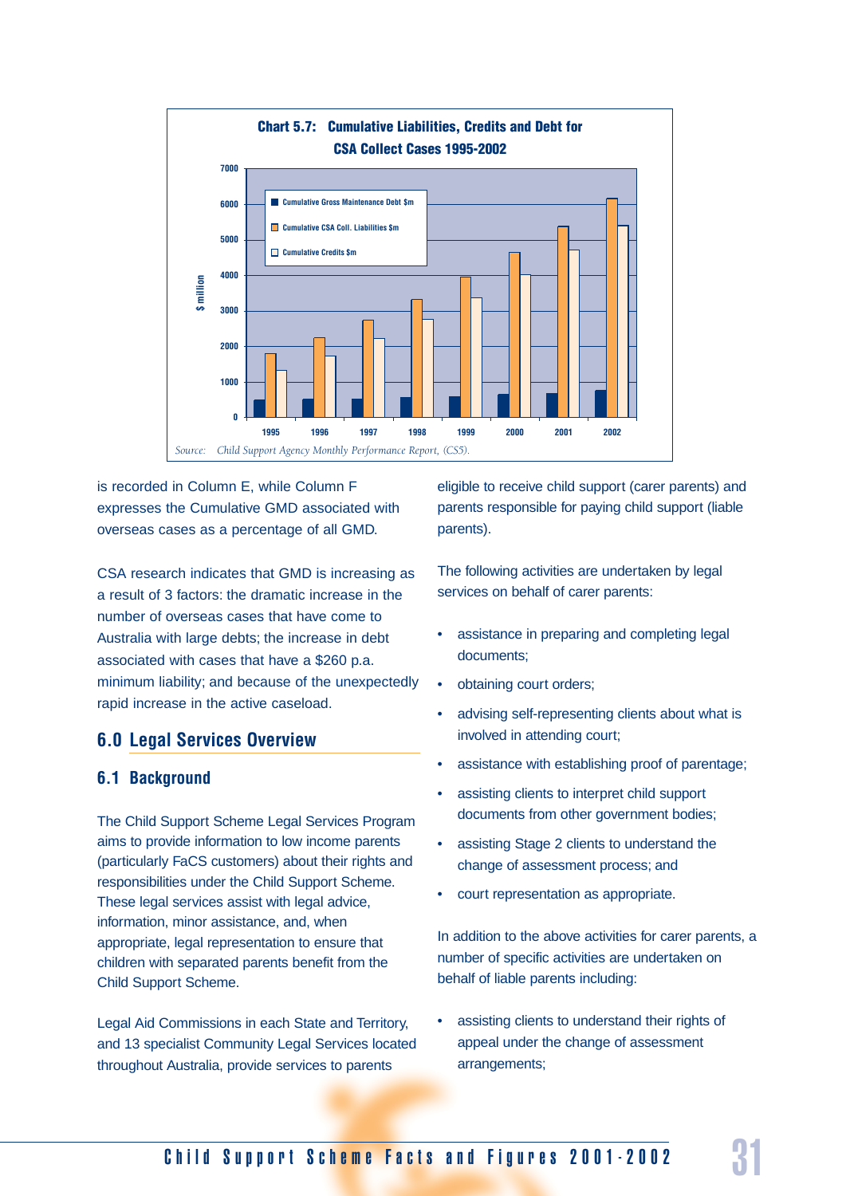**Chart 5.7: Cumulative Liabilities, Credits and Debt for CSA Collect Cases 1995-2002**

Source: *Child Support Agency Monthly Performance Report, (CS5).*

is recorded in Column E, while Column F expresses the Cumulative GMD associated with overseas cases as a percentage of all GMD.

CSA research indicates that GMD is increasing as a result of 3 factors: the dramatic increase in the number of overseas cases that have come to Australia with large debts; the increase in debt associated with cases that have a $260 p.a. minimum liability; and because of the unexpectedly rapid increase in the active caseload.

## 6.0 Legal Services Overview

### 6.1 Background

The Child Support Scheme Legal Services Program aims to provide information to low income parents (particularly FaCS customers) about their rights and responsibilities under the Child Support Scheme. These legal services assist with legal advice, information, minor assistance, and, when appropriate, legal representation to ensure that children with separated parents benefit from the Child Support Scheme.

Legal Aid Commissions in each State and Territory, and 13 specialist Community Legal Services located throughout Australia, provide services to parents eligible to receive child support (carer parents) and parents responsible for paying child support (liable parents).

The following activities are undertaken by legal services on behalf of carer parents:

- assistance in preparing and completing legal documents;
- obtaining court orders;
- advising self-representing clients about what is involved in attending court;
- assistance with establishing proof of parentage;
- assisting clients to interpret child support documents from other government bodies;
- assisting Stage 2 clients to understand the change of assessment process; and
- court representation as appropriate.

In addition to the above activities for carer parents, a number of specific activities are undertaken on behalf of liable parents including:

- assisting clients to understand their rights of appeal under the change of assessment arrangements;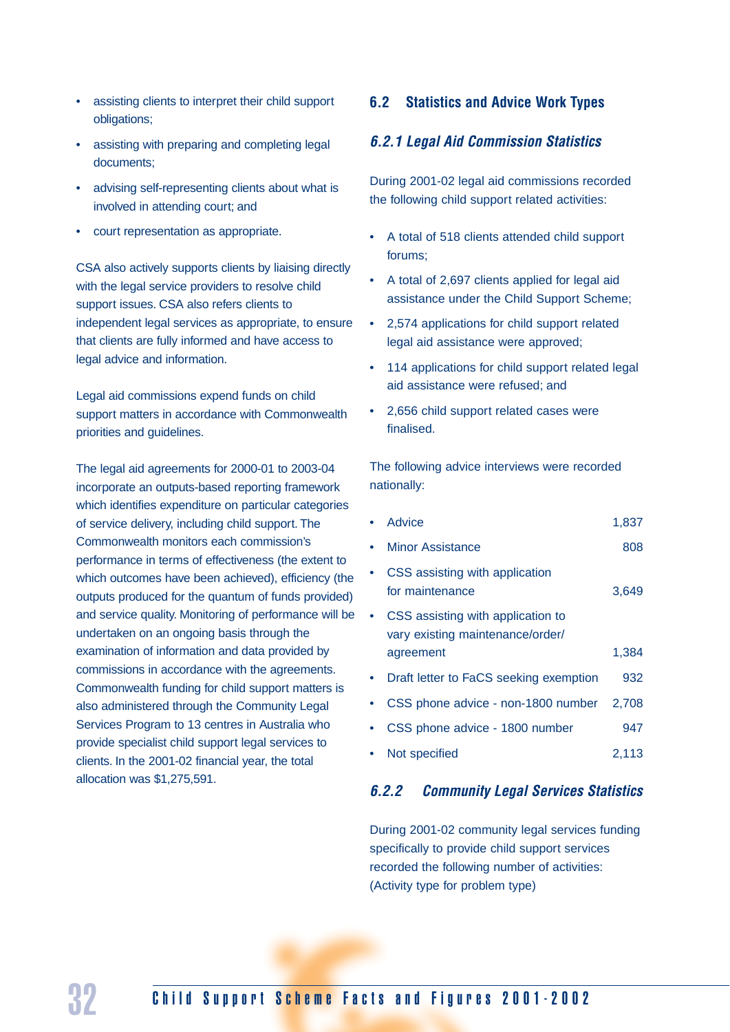- assisting clients to interpret their child support obligations;
- assisting with preparing and completing legal documents;
- advising self-representing clients about what is involved in attending court; and
- court representation as appropriate.

CSA also actively supports clients by liaising directly with the legal service providers to resolve child support issues. CSA also refers clients to independent legal services as appropriate, to ensure that clients are fully informed and have access to legal advice and information.

Legal aid commissions expend funds on child support matters in accordance with Commonwealth priorities and guidelines.

The legal aid agreements for 2000-01 to 2003-04 incorporate an outputs-based reporting framework which identifies expenditure on particular categories of service delivery, including child support. The Commonwealth monitors each commission's performance in terms of effectiveness (the extent to which outcomes have been achieved), efficiency (the outputs produced for the quantum of funds provided) and service quality. Monitoring of performance will be undertaken on an ongoing basis through the examination of information and data provided by commissions in accordance with the agreements. Commonwealth funding for child support matters is also administered through the Community Legal Services Program to 13 centres in Australia who provide specialist child support legal services to clients. In the 2001-02 financial year, the total allocation was $1,275,591.

## 6.2 Statistics and Advice Work Types

### *6.2.1 Legal Aid Commission Statistics*

During 2001-02 legal aid commissions recorded the following child support related activities:

- A total of 518 clients attended child support forums;
- A total of 2,697 clients applied for legal aid assistance under the Child Support Scheme;
- 2,574 applications for child support related legal aid assistance were approved;
- 114 applications for child support related legal aid assistance were refused; and
- 2,656 child support related cases were finalised.

The following advice interviews were recorded nationally:

| Advice type | Number |
|---|---|
| Advice | 1,837 |
| Minor Assistance | 808 |
| CSS assisting with application for maintenance | 3,649 |
| CSS assisting with application to vary existing maintenance/order/agreement | 1,384 |
| Draft letter to FaCS seeking exemption | 932 |
| CSS phone advice - non-1800 number | 2,708 |
| CSS phone advice - 1800 number | 947 |
| Not specified | 2,113 |

### *6.2.2 Community Legal Services Statistics*

During 2001-02 community legal services funding specifically to provide child support services recorded the following number of activities: (Activity type for problem type)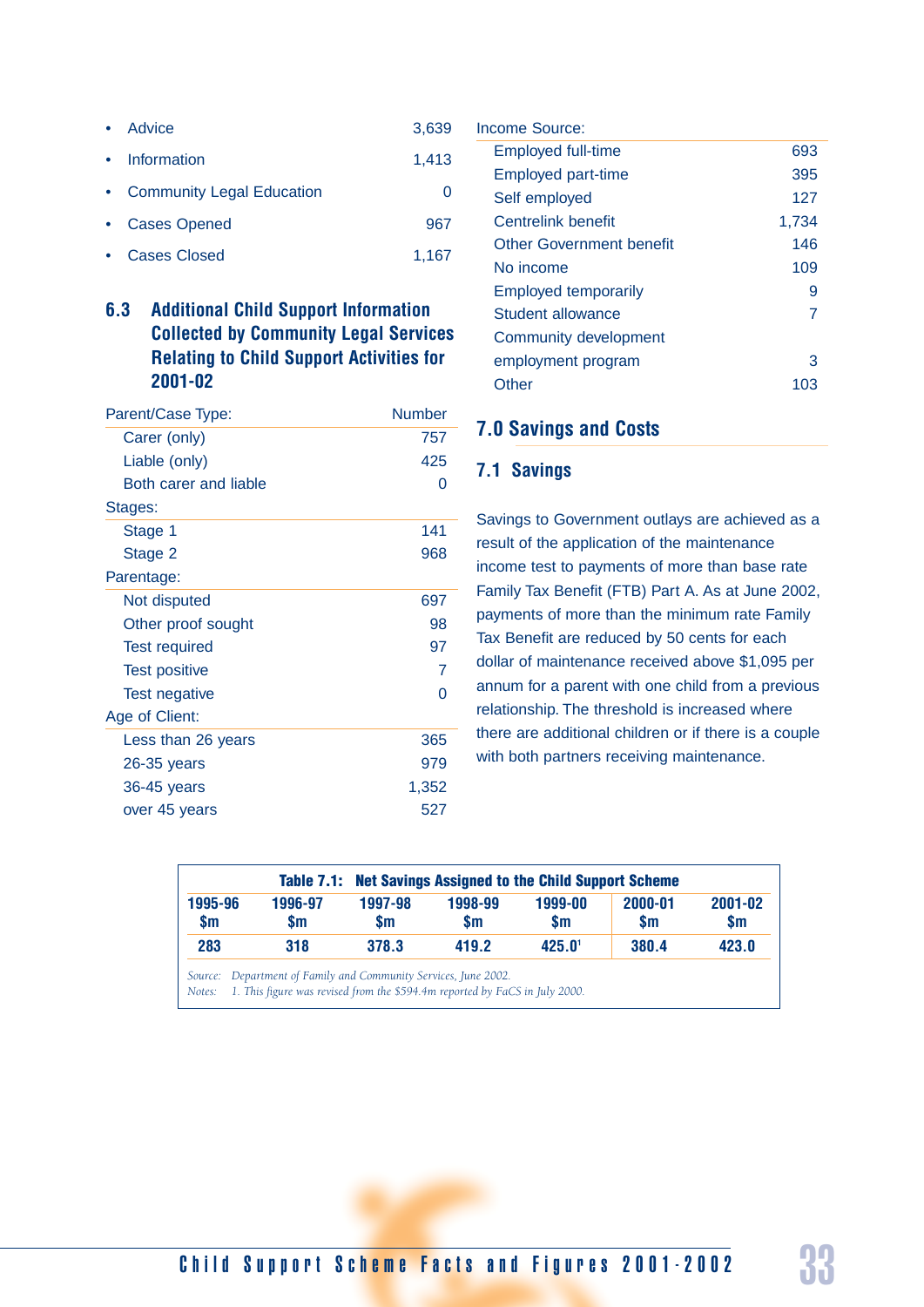- Advice 3,639
- Information 1,413
- Community Legal Education 0
- Cases Opened 967
- Cases Closed 1,167

## 6.3 Additional Child Support Information Collected by Community Legal Services Relating to Child Support Activities for 2001-02

| Parent/Case Type: | Number |
|---|---|
| Carer (only) | 757 |
| Liable (only) | 425 |
| Both carer and liable | 0 |
| **Stages:** | |
| Stage 1 | 141 |
| Stage 2 | 968 |
| **Parentage:** | |
| Not disputed | 697 |
| Other proof sought | 98 |
| Test required | 97 |
| Test positive | 7 |
| Test negative | 0 |
| **Age of Client:** | |
| Less than 26 years | 365 |
| 26-35 years | 979 |
| 36-45 years | 1,352 |
| over 45 years | 527 |

| Income Source: | |
|---|---|
| Employed full-time | 693 |
| Employed part-time | 395 |
| Self employed | 127 |
| Centrelink benefit | 1,734 |
| Other Government benefit | 146 |
| No income | 109 |
| Employed temporarily | 9 |
| Student allowance | 7 |
| Community development employment program | 3 |
| Other | 103 |

# 7.0 Savings and Costs

## 7.1 Savings

Savings to Government outlays are achieved as a result of the application of the maintenance income test to payments of more than base rate Family Tax Benefit (FTB) Part A. As at June 2002, payments of more than the minimum rate Family Tax Benefit are reduced by 50 cents for each dollar of maintenance received above $1,095 per annum for a parent with one child from a previous relationship. The threshold is increased where there are additional children or if there is a couple with both partners receiving maintenance.

**Table 7.1: Net Savings Assigned to the Child Support Scheme**

| 1995-96 $m | 1996-97 $m | 1997-98 $m | 1998-99 $m | 1999-00 $m | 2000-01 $m | 2001-02 $m |
|---|---|---|---|---|---|---|
| 283 | 318 | 378.3 | 419.2 | 425.0[1] | 380.4 | 423.0 |

*Source: Department of Family and Community Services, June 2002.*
*Notes: 1. This figure was revised from the $594.4m reported by FaCS in July 2000.*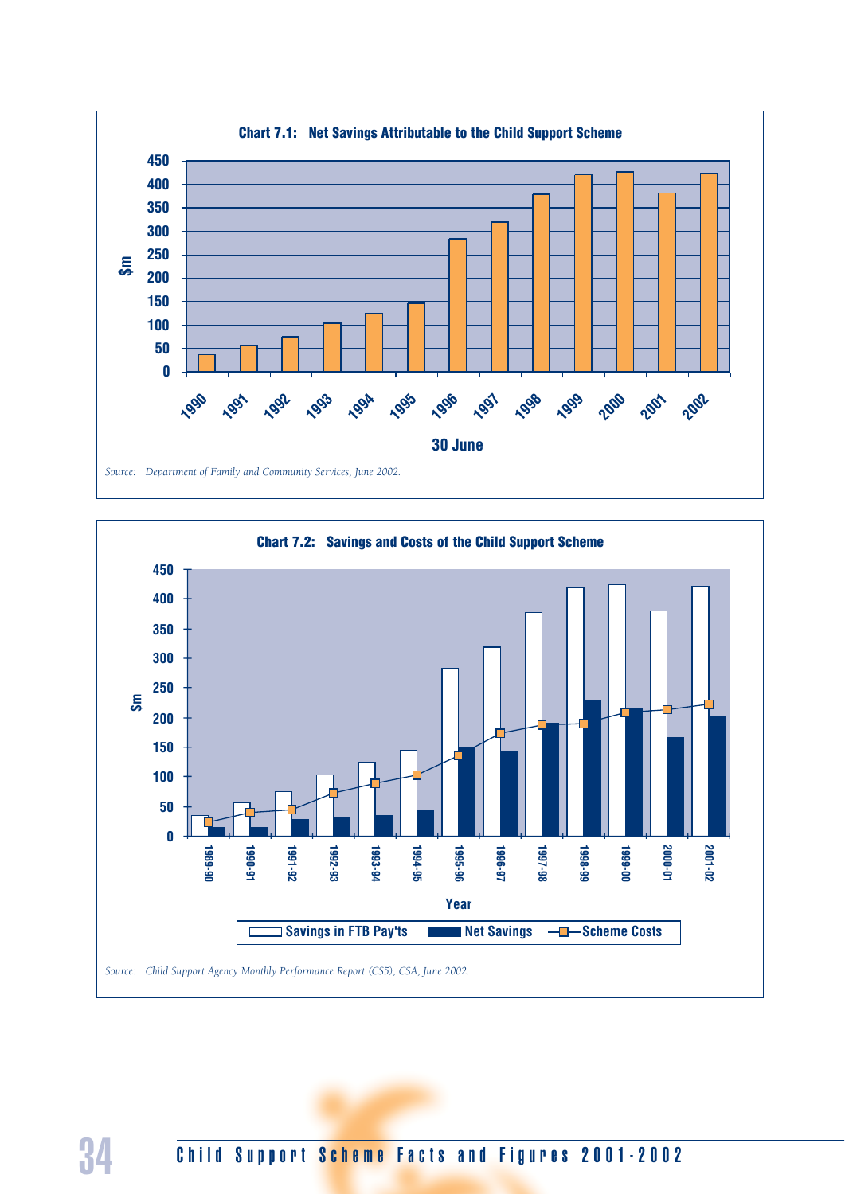**Chart 7.1: Net Savings Attributable to the Child Support Scheme**

*Source: Department of Family and Community Services, June 2002.*

**Chart 7.2: Savings and Costs of the Child Support Scheme**

*Source: Child Support Agency Monthly Performance Report (CS5), CSA, June 2002.*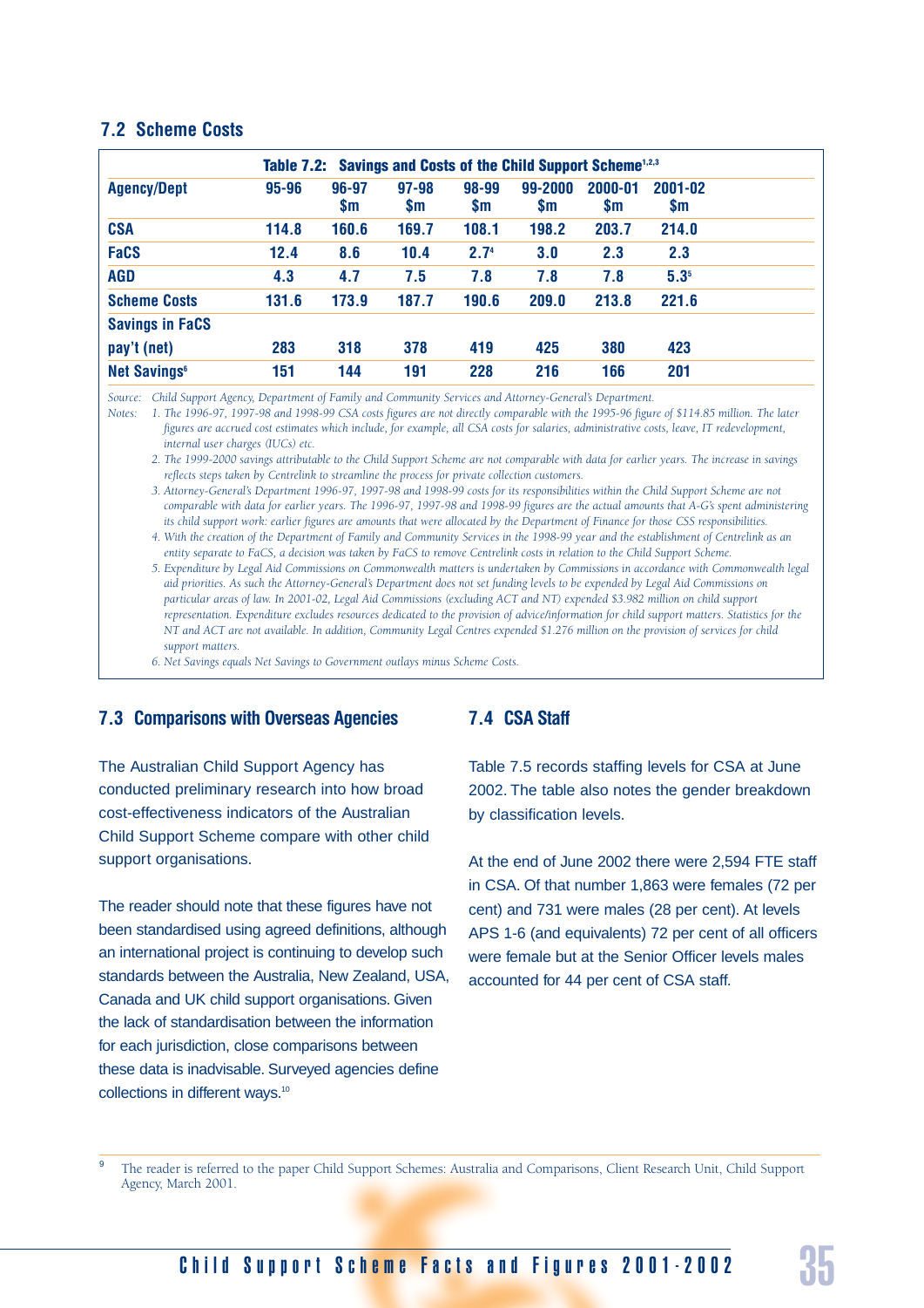## 7.2 Scheme Costs

**Table 7.2: Savings and Costs of the Child Support Scheme[1,2,3]**

| Agency/Dept | 95-96 | 96-97 $m | 97-98 $m | 98-99 $m | 99-2000 $m | 2000-01 $m | 2001-02 $m |
|---|---|---|---|---|---|---|---|
| **CSA** | 114.8 | 160.6 | 169.7 | 108.1 | 198.2 | 203.7 | 214.0 |
| **FaCS** | 12.4 | 8.6 | 10.4 | 2.7[4] | 3.0 | 2.3 | 2.3 |
| **AGD** | 4.3 | 4.7 | 7.5 | 7.8 | 7.8 | 7.8 | 5.3[5] |
| **Scheme Costs** | 131.6 | 173.9 | 187.7 | 190.6 | 209.0 | 213.8 | 221.6 |
| **Savings in FaCS pay't (net)** | 283 | 318 | 378 | 419 | 425 | 380 | 423 |
| **Net Savings[6]** | 151 | 144 | 191 | 228 | 216 | 166 | 201 |

*Source: Child Support Agency, Department of Family and Community Services and Attorney-General's Department.*

*Notes:*

*1. The 1996-97, 1997-98 and 1998-99 CSA costs figures are not directly comparable with the 1995-96 figure of $114.85 million. The later figures are accrued cost estimates which include, for example, all CSA costs for salaries, administrative costs, leave, IT redevelopment, internal user charges (IUCs) etc.*

*2. The 1999-2000 savings attributable to the Child Support Scheme are not comparable with data for earlier years. The increase in savings reflects steps taken by Centrelink to streamline the process for private collection customers.*

*3. Attorney-General's Department 1996-97, 1997-98 and 1998-99 costs for its responsibilities within the Child Support Scheme are not comparable with data for earlier years. The 1996-97, 1997-98 and 1998-99 figures are the actual amounts that A-G's spent administering its child support work: earlier figures are amounts that were allocated by the Department of Finance for those CSS responsibilities.*

*4. With the creation of the Department of Family and Community Services in the 1998-99 year and the establishment of Centrelink as an entity separate to FaCS, a decision was taken by FaCS to remove Centrelink costs in relation to the Child Support Scheme.*

*5. Expenditure by Legal Aid Commissions on Commonwealth matters is undertaken by Commissions in accordance with Commonwealth legal aid priorities. As such the Attorney-General's Department does not set funding levels to be expended by Legal Aid Commissions on particular areas of law. In 2001-02, Legal Aid Commissions (excluding ACT and NT) expended $3.982 million on child support representation. Expenditure excludes resources dedicated to the provision of advice/information for child support matters. Statistics for the NT and ACT are not available. In addition, Community Legal Centres expended $1.276 million on the provision of services for child support matters.*

*6. Net Savings equals Net Savings to Government outlays minus Scheme Costs.*

## 7.3 Comparisons with Overseas Agencies

The Australian Child Support Agency has conducted preliminary research into how broad cost-effectiveness indicators of the Australian Child Support Scheme compare with other child support organisations.

The reader should note that these figures have not been standardised using agreed definitions, although an international project is continuing to develop such standards between the Australia, New Zealand, USA, Canada and UK child support organisations. Given the lack of standardisation between the information for each jurisdiction, close comparisons between these data is inadvisable. Surveyed agencies define collections in different ways.[10]

## 7.4 CSA Staff

Table 7.5 records staffing levels for CSA at June 2002. The table also notes the gender breakdown by classification levels.

At the end of June 2002 there were 2,594 FTE staff in CSA. Of that number 1,863 were females (72 per cent) and 731 were males (28 per cent). At levels APS 1-6 (and equivalents) 72 per cent of all officers were female but at the Senior Officer levels males accounted for 44 per cent of CSA staff.

---

[9] The reader is referred to the paper Child Support Schemes: Australia and Comparisons, Client Research Unit, Child Support Agency, March 2001.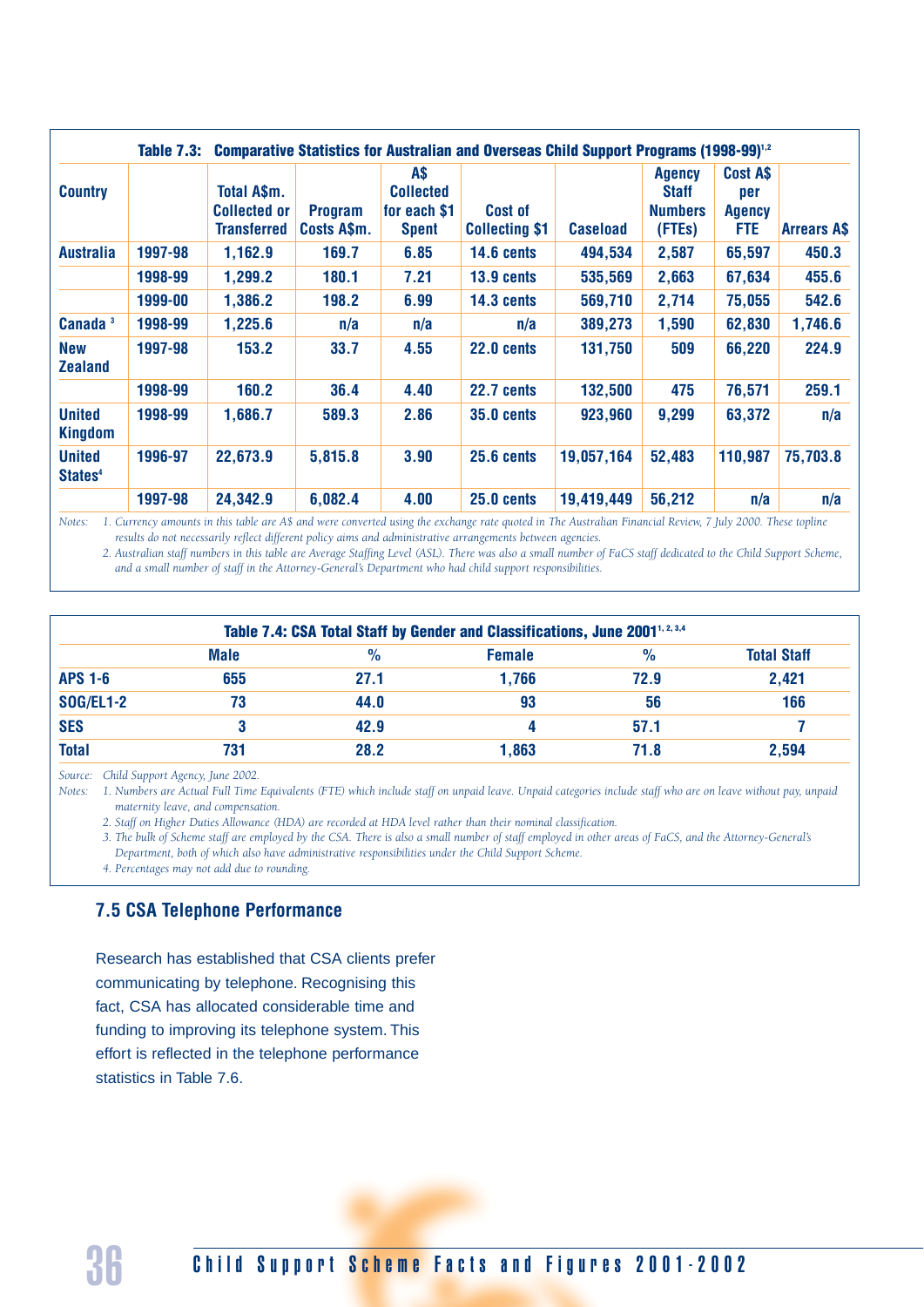**Table 7.3: Comparative Statistics for Australian and Overseas Child Support Programs (1998-99)[1,2]**

| Country | | Total A$m. Collected or Transferred | Program Costs A$m. | A$ Collected for each $1 Spent | Cost of Collecting $1 | Caseload | Agency Staff Numbers (FTEs) | Cost A$ per Agency FTE | Arrears A$ |
|---|---|---|---|---|---|---|---|---|---|
| Australia | 1997-98 | 1,162.9 | 169.7 | 6.85 | 14.6 cents | 494,534 | 2,587 | 65,597 | 450.3 |
| | 1998-99 | 1,299.2 | 180.1 | 7.21 | 13.9 cents | 535,569 | 2,663 | 67,634 | 455.6 |
| | 1999-00 | 1,386.2 | 198.2 | 6.99 | 14.3 cents | 569,710 | 2,714 | 75,055 | 542.6 |
| Canada [3] | 1998-99 | 1,225.6 | n/a | n/a | n/a | 389,273 | 1,590 | 62,830 | 1,746.6 |
| New Zealand | 1997-98 | 153.2 | 33.7 | 4.55 | 22.0 cents | 131,750 | 509 | 66,220 | 224.9 |
| | 1998-99 | 160.2 | 36.4 | 4.40 | 22.7 cents | 132,500 | 475 | 76,571 | 259.1 |
| United Kingdom | 1998-99 | 1,686.7 | 589.3 | 2.86 | 35.0 cents | 923,960 | 9,299 | 63,372 | n/a |
| United States[4] | 1996-97 | 22,673.9 | 5,815.8 | 3.90 | 25.6 cents | 19,057,164 | 52,483 | 110,987 | 75,703.8 |
| | 1997-98 | 24,342.9 | 6,082.4 | 4.00 | 25.0 cents | 19,419,449 | 56,212 | n/a | n/a |

*Notes: 1. Currency amounts in this table are A$ and were converted using the exchange rate quoted in The Australian Financial Review, 7 July 2000. These topline results do not necessarily reflect different policy aims and administrative arrangements between agencies.*
*2. Australian staff numbers in this table are Average Staffing Level (ASL). There was also a small number of FaCS staff dedicated to the Child Support Scheme, and a small number of staff in the Attorney-General's Department who had child support responsibilities.*

**Table 7.4: CSA Total Staff by Gender and Classifications, June 2001[1,2,3,4]**

| | Male | % | Female | % | Total Staff |
|---|---|---|---|---|---|
| APS 1-6 | 655 | 27.1 | 1,766 | 72.9 | 2,421 |
| SOG/EL1-2 | 73 | 44.0 | 93 | 56 | 166 |
| SES | 3 | 42.9 | 4 | 57.1 | 7 |
| Total | 731 | 28.2 | 1,863 | 71.8 | 2,594 |

*Source: Child Support Agency, June 2002.*
*Notes: 1. Numbers are Actual Full Time Equivalents (FTE) which include staff on unpaid leave. Unpaid categories include staff who are on leave without pay, unpaid maternity leave, and compensation.*
*2. Staff on Higher Duties Allowance (HDA) are recorded at HDA level rather than their nominal classification.*
*3. The bulk of Scheme staff are employed by the CSA. There is also a small number of staff employed in other areas of FaCS, and the Attorney-General's Department, both of which also have administrative responsibilities under the Child Support Scheme.*
*4. Percentages may not add due to rounding.*

## 7.5 CSA Telephone Performance

Research has established that CSA clients prefer communicating by telephone. Recognising this fact, CSA has allocated considerable time and funding to improving its telephone system. This effort is reflected in the telephone performance statistics in Table 7.6.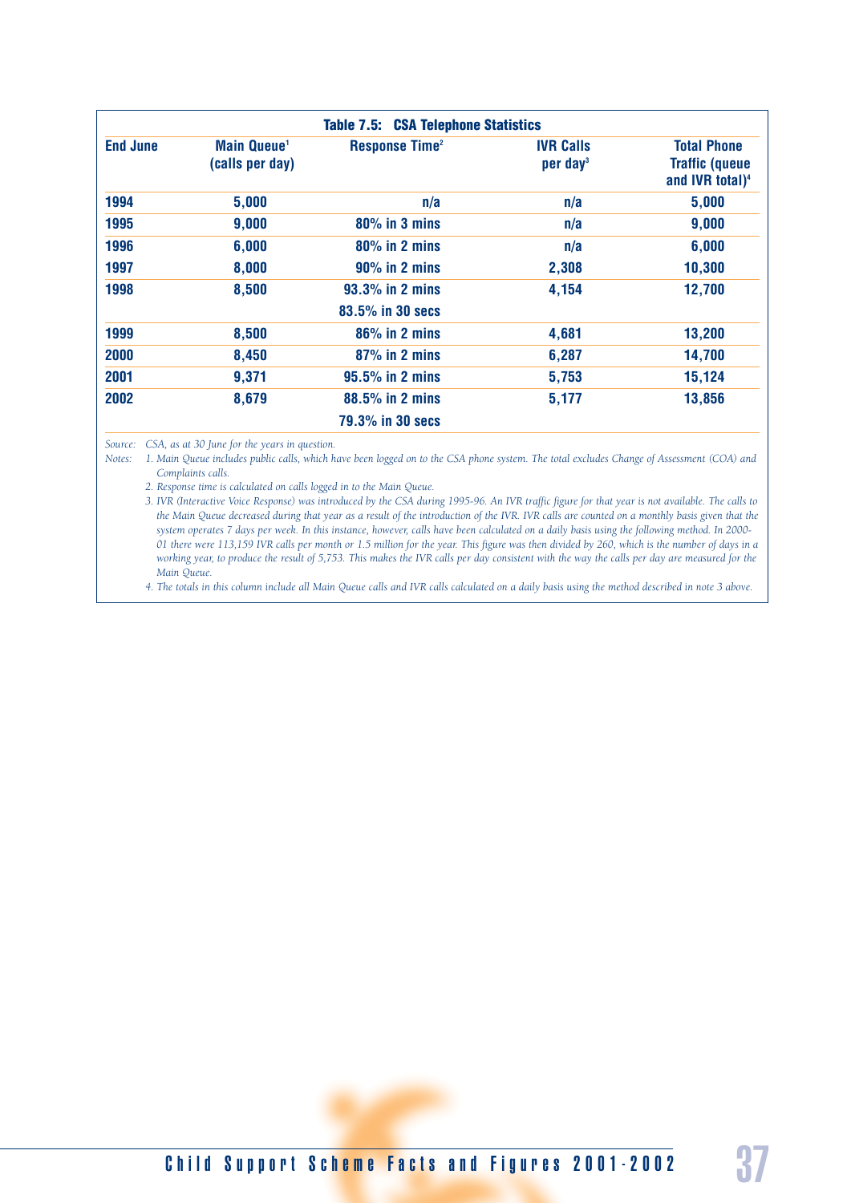**Table 7.5: CSA Telephone Statistics**

| End June | Main Queue[1] (calls per day) | Response Time[2] | IVR Calls per day[3] | Total Phone Traffic (queue and IVR total)[4] |
|---|---|---|---|---|
| 1994 | 5,000 | n/a | n/a | 5,000 |
| 1995 | 9,000 | 80% in 3 mins | n/a | 9,000 |
| 1996 | 6,000 | 80% in 2 mins | n/a | 6,000 |
| 1997 | 8,000 | 90% in 2 mins | 2,308 | 10,300 |
| 1998 | 8,500 | 93.3% in 2 mins<br>83.5% in 30 secs | 4,154 | 12,700 |
| 1999 | 8,500 | 86% in 2 mins | 4,681 | 13,200 |
| 2000 | 8,450 | 87% in 2 mins | 6,287 | 14,700 |
| 2001 | 9,371 | 95.5% in 2 mins | 5,753 | 15,124 |
| 2002 | 8,679 | 88.5% in 2 mins<br>79.3% in 30 secs | 5,177 | 13,856 |

*Source: CSA, as at 30 June for the years in question.*

*Notes:*

*1. Main Queue includes public calls, which have been logged on to the CSA phone system. The total excludes Change of Assessment (COA) and Complaints calls.*

*2. Response time is calculated on calls logged in to the Main Queue.*

*3. IVR (Interactive Voice Response) was introduced by the CSA during 1995-96. An IVR traffic figure for that year is not available. The calls to the Main Queue decreased during that year as a result of the introduction of the IVR. IVR calls are counted on a monthly basis given that the system operates 7 days per week. In this instance, however, calls have been calculated on a daily basis using the following method. In 2000-01 there were 113,159 IVR calls per month or 1.5 million for the year. This figure was then divided by 260, which is the number of days in a working year, to produce the result of 5,753. This makes the IVR calls per day consistent with the way the calls per day are measured for the Main Queue.*

*4. The totals in this column include all Main Queue calls and IVR calls calculated on a daily basis using the method described in note 3 above.*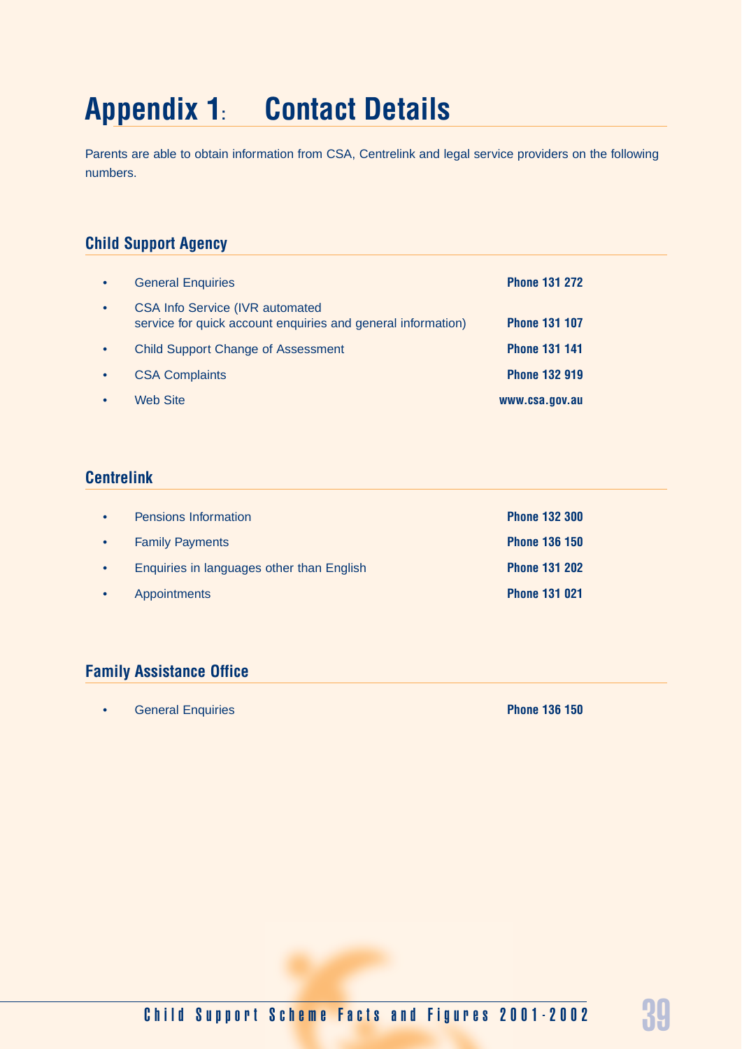# Appendix 1: Contact Details

Parents are able to obtain information from CSA, Centrelink and legal service providers on the following numbers.

## Child Support Agency

- General Enquiries **Phone 131 272**
- CSA Info Service (IVR automated service for quick account enquiries and general information) **Phone 131 107**
- Child Support Change of Assessment **Phone 131 141**
- CSA Complaints **Phone 132 919**
- Web Site **www.csa.gov.au**

## Centrelink

- Pensions Information **Phone 132 300**
- Family Payments **Phone 136 150**
- Enquiries in languages other than English **Phone 131 202**
- Appointments **Phone 131 021**

## Family Assistance Office

- General Enquiries **Phone 136 150**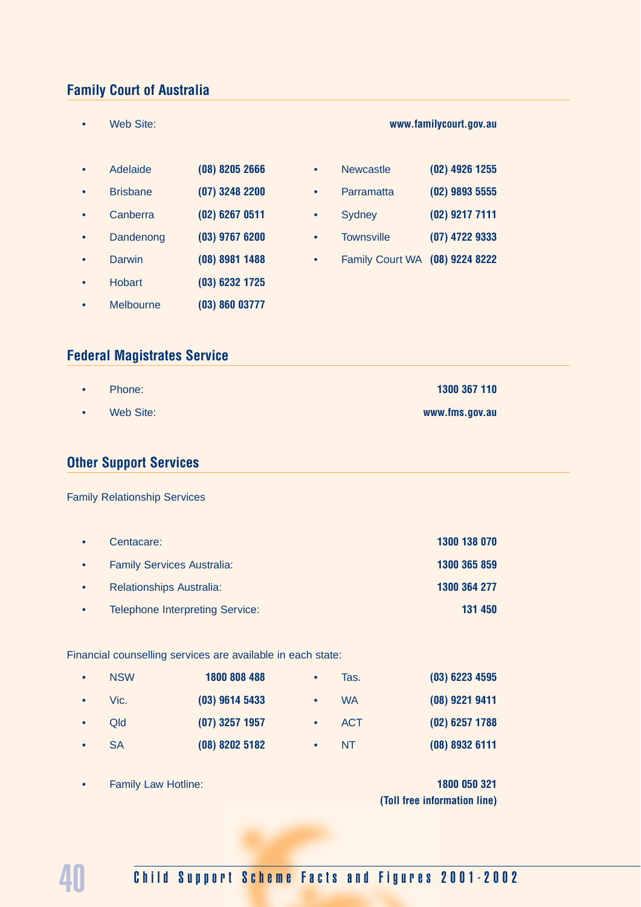## Family Court of Australia

- Web Site: **www.familycourt.gov.au**

- Adelaide **(08) 8205 2666**
- Brisbane **(07) 3248 2200**
- Canberra **(02) 6267 0511**
- Dandenong **(03) 9767 6200**
- Darwin **(08) 8981 1488**
- Hobart **(03) 6232 1725**
- Melbourne **(03) 860 03777**
- Newcastle **(02) 4926 1255**
- Parramatta **(02) 9893 5555**
- Sydney **(02) 9217 7111**
- Townsville **(07) 4722 9333**
- Family Court WA **(08) 9224 8222**

## Federal Magistrates Service

- Phone: **1300 367 110**
- Web Site: **www.fms.gov.au**

## Other Support Services

Family Relationship Services

- Centacare: **1300 138 070**
- Family Services Australia: **1300 365 859**
- Relationships Australia: **1300 364 277**
- Telephone Interpreting Service: **131 450**

Financial counselling services are available in each state:

- NSW **1800 808 488**
- Vic. **(03) 9614 5433**
- Qld **(07) 3257 1957**
- SA **(08) 8202 5182**
- Tas. **(03) 6223 4595**
- WA **(08) 9221 9411**
- ACT **(02) 6257 1788**
- NT **(08) 8932 6111**

- Family Law Hotline: **1800 050 321** **(Toll free information line)**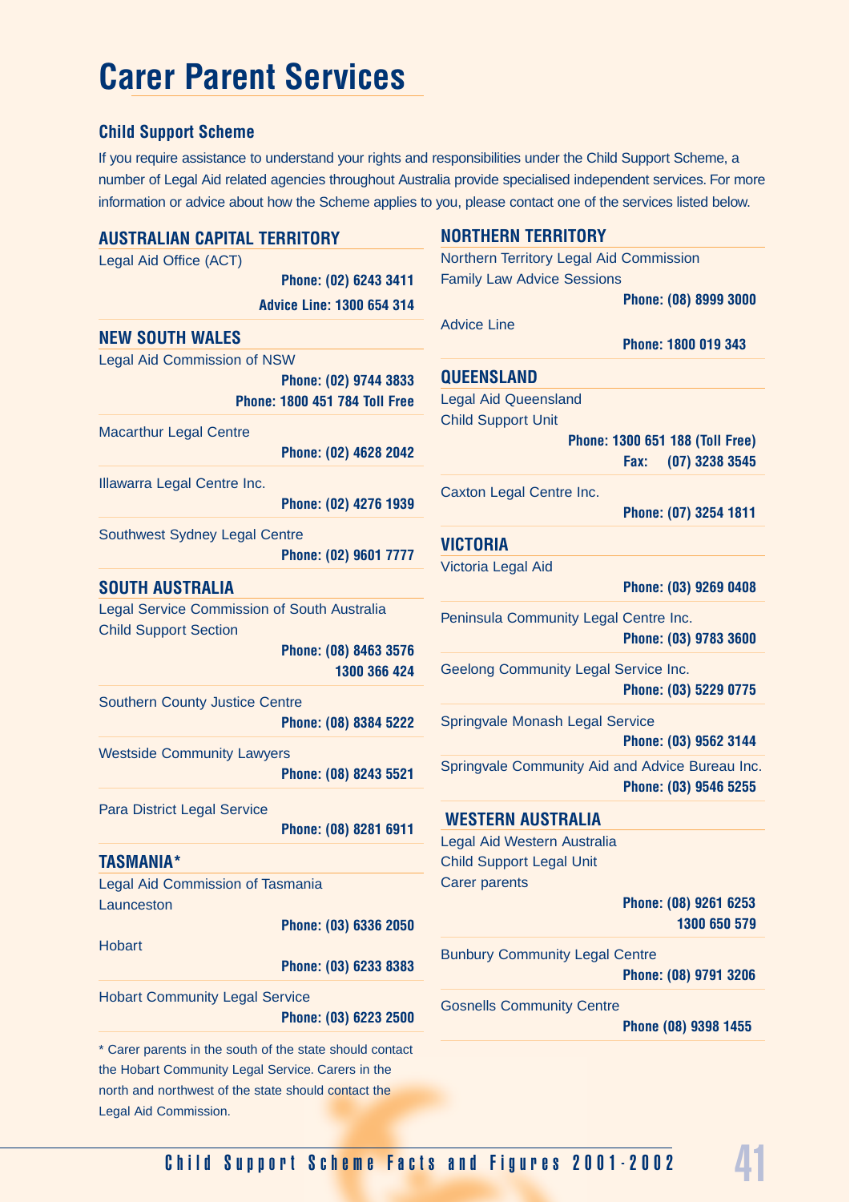# Carer Parent Services

## Child Support Scheme

If you require assistance to understand your rights and responsibilities under the Child Support Scheme, a number of Legal Aid related agencies throughout Australia provide specialised independent services. For more information or advice about how the Scheme applies to you, please contact one of the services listed below.

### AUSTRALIAN CAPITAL TERRITORY

Legal Aid Office (ACT)
**Phone: (02) 6243 3411**
**Advice Line: 1300 654 314**

### NEW SOUTH WALES

Legal Aid Commission of NSW
**Phone: (02) 9744 3833**
**Phone: 1800 451 784 Toll Free**

Macarthur Legal Centre
**Phone: (02) 4628 2042**

Illawarra Legal Centre Inc.
**Phone: (02) 4276 1939**

Southwest Sydney Legal Centre
**Phone: (02) 9601 7777**

### SOUTH AUSTRALIA

Legal Service Commission of South Australia
Child Support Section
**Phone: (08) 8463 3576**
**1300 366 424**

Southern County Justice Centre
**Phone: (08) 8384 5222**

Westside Community Lawyers
**Phone: (08) 8243 5521**

Para District Legal Service
**Phone: (08) 8281 6911**

### TASMANIA*

Legal Aid Commission of Tasmania
Launceston
**Phone: (03) 6336 2050**

Hobart
**Phone: (03) 6233 8383**

Hobart Community Legal Service
**Phone: (03) 6223 2500**

* Carer parents in the south of the state should contact the Hobart Community Legal Service. Carers in the north and northwest of the state should contact the Legal Aid Commission.

### NORTHERN TERRITORY

Northern Territory Legal Aid Commission
Family Law Advice Sessions
**Phone: (08) 8999 3000**

Advice Line
**Phone: 1800 019 343**

### QUEENSLAND

Legal Aid Queensland
Child Support Unit
**Phone: 1300 651 188 (Toll Free)**
**Fax: (07) 3238 3545**

Caxton Legal Centre Inc.
**Phone: (07) 3254 1811**

### VICTORIA

Victoria Legal Aid
**Phone: (03) 9269 0408**

Peninsula Community Legal Centre Inc.
**Phone: (03) 9783 3600**

Geelong Community Legal Service Inc.
**Phone: (03) 5229 0775**

Springvale Monash Legal Service
**Phone: (03) 9562 3144**

Springvale Community Aid and Advice Bureau Inc.
**Phone: (03) 9546 5255**

### WESTERN AUSTRALIA

Legal Aid Western Australia
Child Support Legal Unit
Carer parents
**Phone: (08) 9261 6253**
**1300 650 579**

Bunbury Community Legal Centre
**Phone: (08) 9791 3206**

Gosnells Community Centre
**Phone (08) 9398 1455**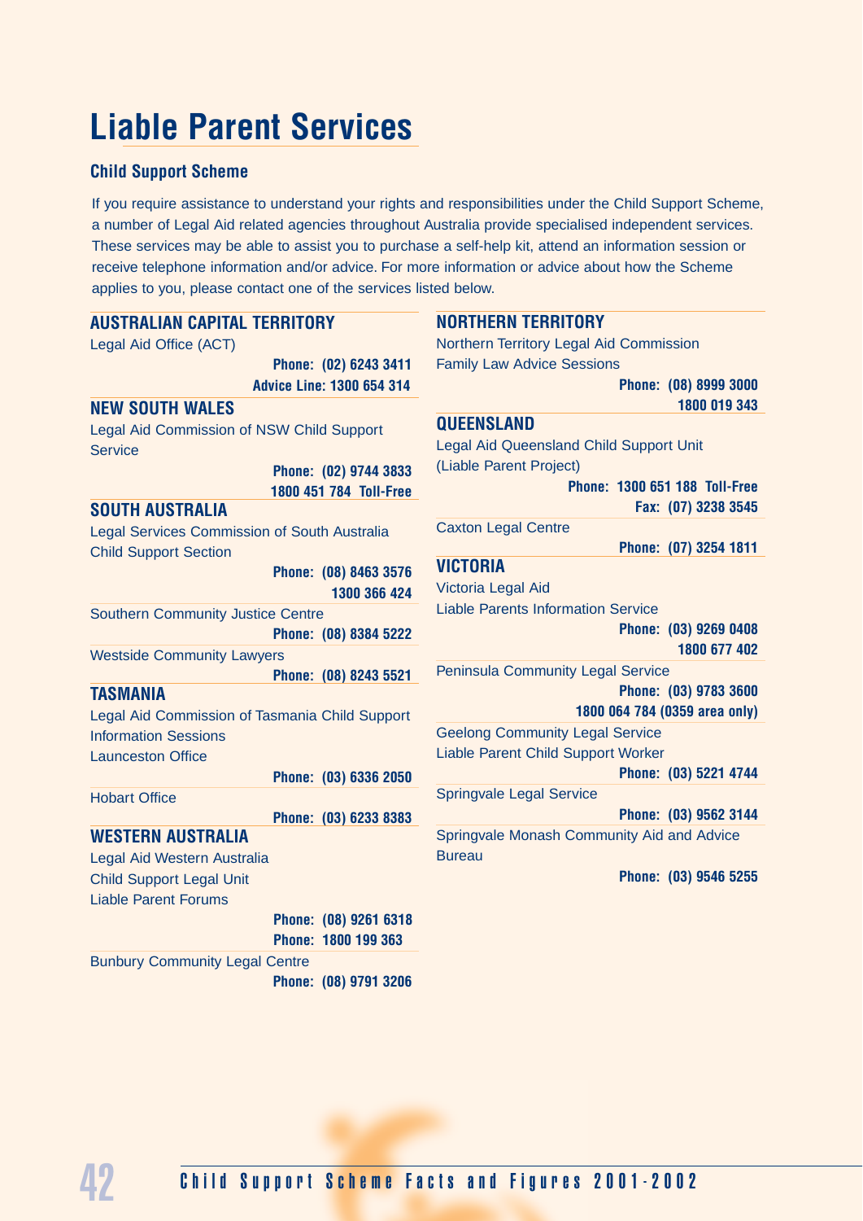# Liable Parent Services

## Child Support Scheme

If you require assistance to understand your rights and responsibilities under the Child Support Scheme, a number of Legal Aid related agencies throughout Australia provide specialised independent services. These services may be able to assist you to purchase a self-help kit, attend an information session or receive telephone information and/or advice. For more information or advice about how the Scheme applies to you, please contact one of the services listed below.

### AUSTRALIAN CAPITAL TERRITORY

Legal Aid Office (ACT)

**Phone: (02) 6243 3411**
**Advice Line: 1300 654 314**

### NEW SOUTH WALES

Legal Aid Commission of NSW Child Support Service

**Phone: (02) 9744 3833**
**1800 451 784 Toll-Free**

### SOUTH AUSTRALIA

Legal Services Commission of South Australia Child Support Section

**Phone: (08) 8463 3576**
**1300 366 424**

Southern Community Justice Centre

**Phone: (08) 8384 5222**

Westside Community Lawyers

**Phone: (08) 8243 5521**

### TASMANIA

Legal Aid Commission of Tasmania Child Support Information Sessions

Launceston Office

**Phone: (03) 6336 2050**

Hobart Office

**Phone: (03) 6233 8383**

### WESTERN AUSTRALIA

Legal Aid Western Australia
Child Support Legal Unit
Liable Parent Forums

**Phone: (08) 9261 6318**
**Phone: 1800 199 363**

Bunbury Community Legal Centre

**Phone: (08) 9791 3206**

### NORTHERN TERRITORY

Northern Territory Legal Aid Commission
Family Law Advice Sessions

**Phone: (08) 8999 3000**
**1800 019 343**

### QUEENSLAND

Legal Aid Queensland Child Support Unit
(Liable Parent Project)

**Phone: 1300 651 188 Toll-Free**
**Fax: (07) 3238 3545**

Caxton Legal Centre

**Phone: (07) 3254 1811**

### VICTORIA

Victoria Legal Aid
Liable Parents Information Service

**Phone: (03) 9269 0408**
**1800 677 402**

Peninsula Community Legal Service

**Phone: (03) 9783 3600**
**1800 064 784 (0359 area only)**

Geelong Community Legal Service
Liable Parent Child Support Worker

**Phone: (03) 5221 4744**

Springvale Legal Service

**Phone: (03) 9562 3144**

Springvale Monash Community Aid and Advice Bureau

**Phone: (03) 9546 5255**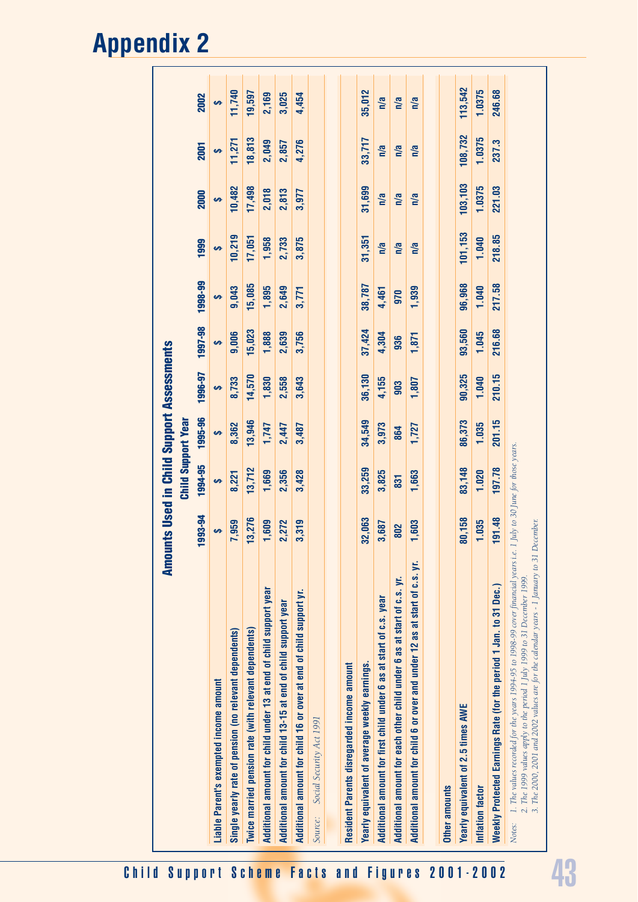# Appendix 2

## Amounts Used in Child Support Assessments

| | Child Support Year | | | | | | | | | |
|---|---|---|---|---|---|---|---|---|---|---|
| | 1993-94 | 1994-95 | 1995-96 | 1996-97 | 1997-98 | 1998-99 | 1999 | 2000 | 2001 | 2002 |
| **Liable Parent's exempted income amount** | $ | $ | $ | $ | $ | $ | $ | $ | $ | $ |
| Single yearly rate of pension (no relevant dependents) | 7,959 | 8,221 | 8,362 | 8,733 | 9,006 | 9,043 | 10,219 | 10,482 | 11,271 | 11,740 |
| Twice married pension rate (with relevant dependents) | 13,276 | 13,712 | 13,946 | 14,570 | 15,023 | 15,085 | 17,051 | 17,498 | 18,813 | 19,597 |
| Additional amount for child under 13 at end of child support year | 1,609 | 1,669 | 1,747 | 1,830 | 1,888 | 1,895 | 1,958 | 2,018 | 2,049 | 2,169 |
| Additional amount for child 13-15 at end of child support year | 2,272 | 2,356 | 2,447 | 2,558 | 2,639 | 2,649 | 2,733 | 2,813 | 2,857 | 3,025 |
| Additional amount for child 16 or over at end of child support yr. | 3,319 | 3,428 | 3,487 | 3,643 | 3,756 | 3,771 | 3,875 | 3,977 | 4,276 | 4,454 |
| *Source: Social Security Act 1991* | | | | | | | | | | |
| **Resident Parents disregarded income amount** | | | | | | | | | | |
| Yearly equivalent of average weekly earnings. | 32,063 | 33,259 | 34,549 | 36,130 | 37,424 | 38,787 | 31,351 | 31,699 | 33,717 | 35,012 |
| Additional amount for first child under 6 as at start of c.s. year | 3,687 | 3,825 | 3,973 | 4,155 | 4,304 | 4,461 | n/a | n/a | n/a | n/a |
| Additional amount for each other child under 6 as at start of c.s. yr. | 802 | 831 | 864 | 903 | 936 | 970 | n/a | n/a | n/a | n/a |
| Additional amount for child 6 or over and under 12 as at start of c.s. yr. | 1,603 | 1,663 | 1,727 | 1,807 | 1,871 | 1,939 | n/a | n/a | n/a | n/a |
| **Other amounts** | | | | | | | | | | |
| Yearly equivalent of 2.5 times AWE | 80,158 | 83,148 | 86,373 | 90,325 | 93,560 | 96,968 | 101,153 | 103,103 | 108,732 | 113,542 |
| Inflation factor | 1.035 | 1.020 | 1.035 | 1.040 | 1.045 | 1.040 | 1.040 | 1.0375 | 1.0375 | 1.0375 |
| Weekly Protected Earnings Rate (for the period 1 Jan. to 31 Dec.) | 191.48 | 197.78 | 201.15 | 210.15 | 216.68 | 217.58 | 218.85 | 221.03 | 237.3 | 246.68 |

*Notes: 1. The values recorded for the years 1994-95 to 1998-99 cover financial years i.e. 1 July to 30 June for those years.*
*2. The 1999 values apply to the period 1 July 1999 to 31 December 1999.*
*3. The 2000, 2001 and 2002 values are for the calendar years - 1 January to 31 December.*